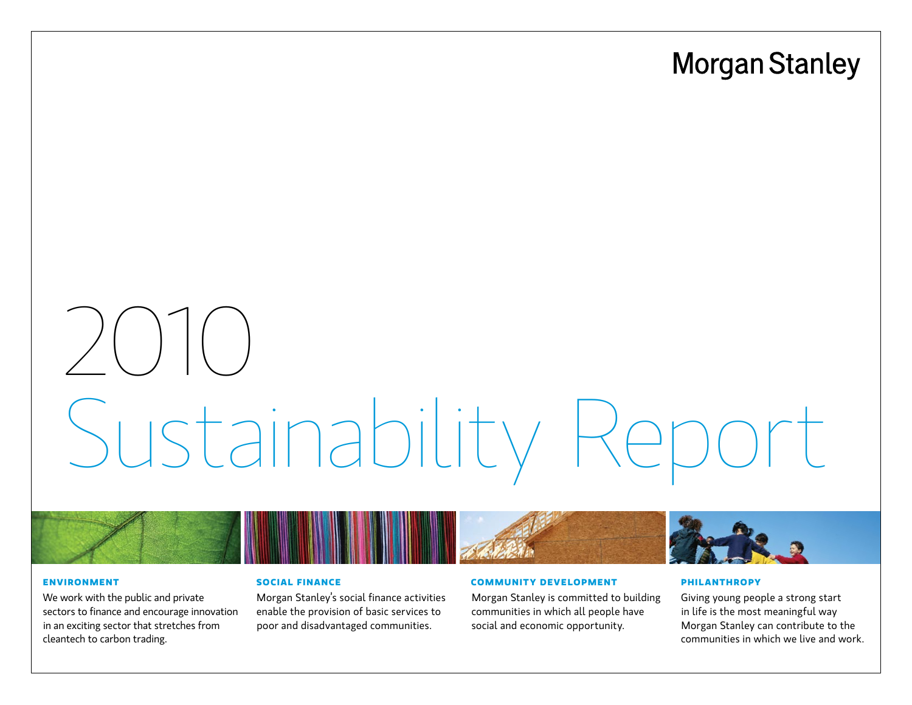Morgan Stanley

# 2010 Sustainability Report

### ENVIRONMENT

We work with the public and private sectors to finance and encourage innovation in an exciting sector that stretches from cleantech to carbon trading.

### SOCIAL FINANCE

Morgan Stanley's social finance activities enable the provision of basic services to poor and disadvantaged communities.

### COMMUNITY DEVELOPMENT

Morgan Stanley is committed to building communities in which all people have social and economic opportunity.

### PHILANTHROPY

Giving young people a strong start in life is the most meaningful way Morgan Stanley can contribute to the communities in which we live and work.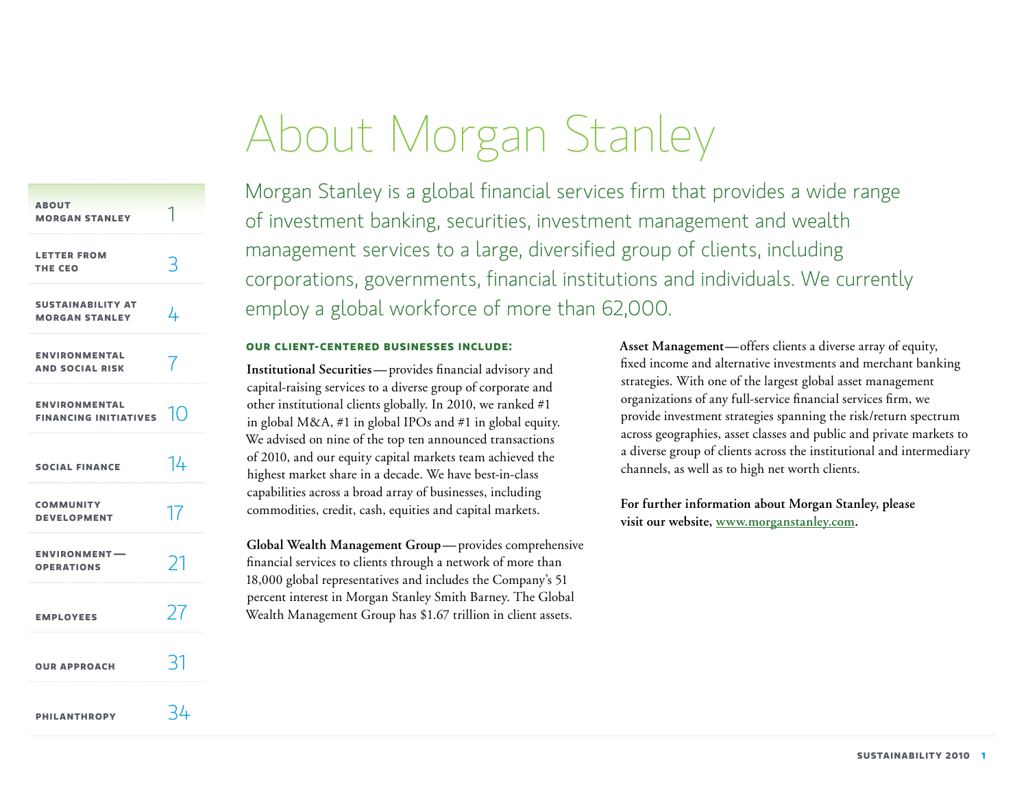# About Morgan Stanley

| ABOUT MORGAN STANLEY | 1 |
| --- | --- |
| LETTER FROM THE CEO | 3 |
| SUSTAINABILITY AT MORGAN STANLEY | 4 |
| ENVIRONMENTAL AND SOCIAL RISK | 7 |
| ENVIRONMENTAL FINANCING INITIATIVES | 10 |
| SOCIAL FINANCE | 14 |
| COMMUNITY DEVELOPMENT | 17 |
| ENVIRONMENT — OPERATIONS | 21 |
| EMPLOYEES | 27 |
| OUR APPROACH | 31 |
| PHILANTHROPY | 34 |

Morgan Stanley is a global financial services firm that provides a wide range of investment banking, securities, investment management and wealth management services to a large, diversified group of clients, including corporations, governments, financial institutions and individuals. We currently employ a global workforce of more than 62,000.

### OUR CLIENT-CENTERED BUSINESSES INCLUDE:

**Institutional Securities** — provides financial advisory and capital-raising services to a diverse group of corporate and other institutional clients globally. In 2010, we ranked #1 in global M&A, #1 in global IPOs and #1 in global equity. We advised on nine of the top ten announced transactions of 2010, and our equity capital markets team achieved the highest market share in a decade. We have best-in-class capabilities across a broad array of businesses, including commodities, credit, cash, equities and capital markets.

**Global Wealth Management Group** — provides comprehensive financial services to clients through a network of more than 18,000 global representatives and includes the Company's 51 percent interest in Morgan Stanley Smith Barney. The Global Wealth Management Group has $1.67 trillion in client assets.

**Asset Management** — offers clients a diverse array of equity, fixed income and alternative investments and merchant banking strategies. With one of the largest global asset management organizations of any full-service financial services firm, we provide investment strategies spanning the risk/return spectrum across geographies, asset classes and public and private markets to a diverse group of clients across the institutional and intermediary channels, as well as to high net worth clients.

**For further information about Morgan Stanley, please visit our website, www.morganstanley.com.**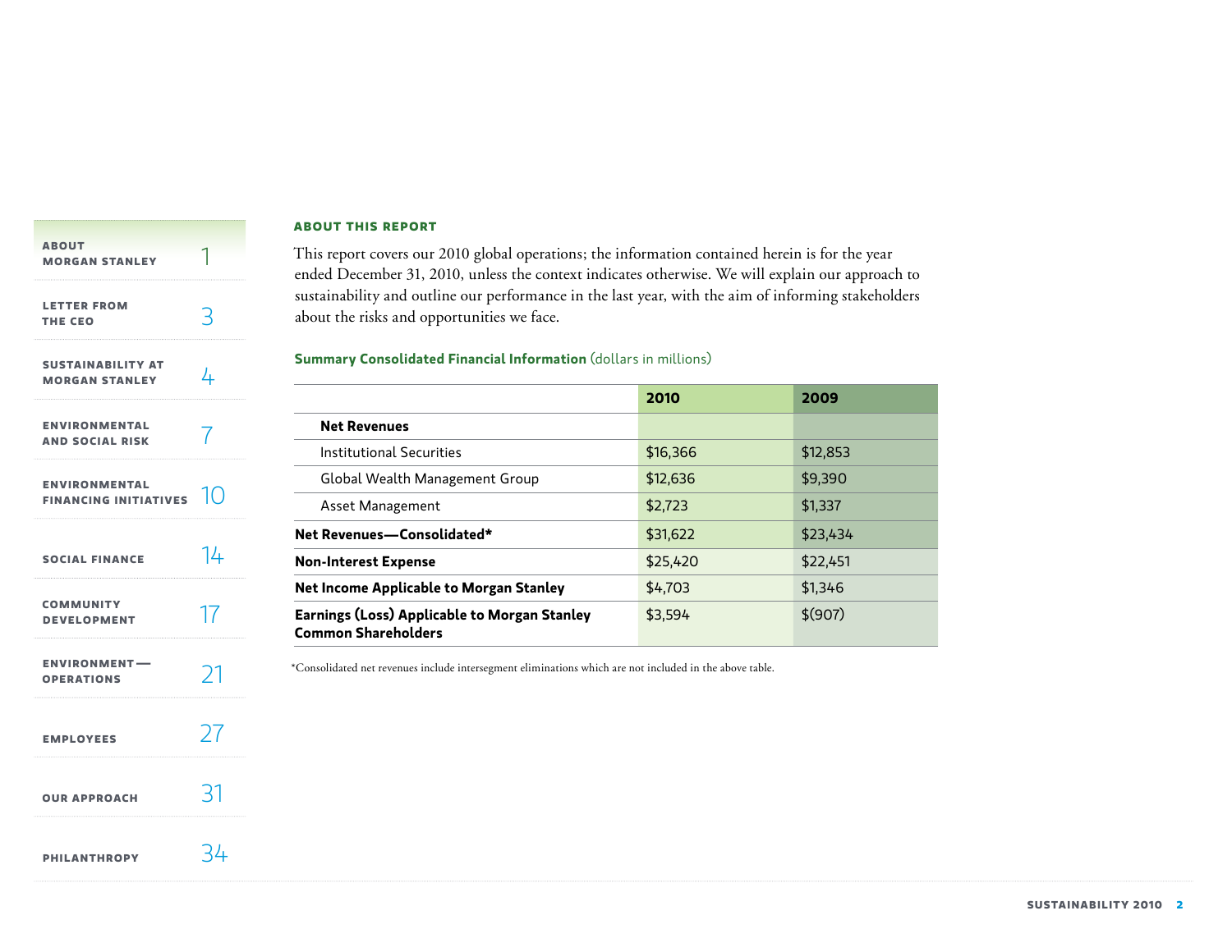| | |
|---|---|
| ABOUT MORGAN STANLEY | 1 |
| LETTER FROM THE CEO | 3 |
| SUSTAINABILITY AT MORGAN STANLEY | 4 |
| ENVIRONMENTAL AND SOCIAL RISK | 7 |
| ENVIRONMENTAL FINANCING INITIATIVES | 10 |
| SOCIAL FINANCE | 14 |
| COMMUNITY DEVELOPMENT | 17 |
| ENVIRONMENT—OPERATIONS | 21 |
| EMPLOYEES | 27 |
| OUR APPROACH | 31 |
| PHILANTHROPY | 34 |

## ABOUT THIS REPORT

This report covers our 2010 global operations; the information contained herein is for the year ended December 31, 2010, unless the context indicates otherwise. We will explain our approach to sustainability and outline our performance in the last year, with the aim of informing stakeholders about the risks and opportunities we face.

**Summary Consolidated Financial Information** (dollars in millions)

| | 2010 | 2009 |
|---|---|---|
| **Net Revenues** | | |
| Institutional Securities | $16,366 | $12,853 |
| Global Wealth Management Group | $12,636 | $9,390 |
| Asset Management | $2,723 | $1,337 |
| **Net Revenues—Consolidated*** | $31,622 | $23,434 |
| **Non-Interest Expense** | $25,420 | $22,451 |
| **Net Income Applicable to Morgan Stanley** | $4,703 | $1,346 |
| **Earnings (Loss) Applicable to Morgan Stanley Common Shareholders** | $3,594 | $(907) |

*Consolidated net revenues include intersegment eliminations which are not included in the above table.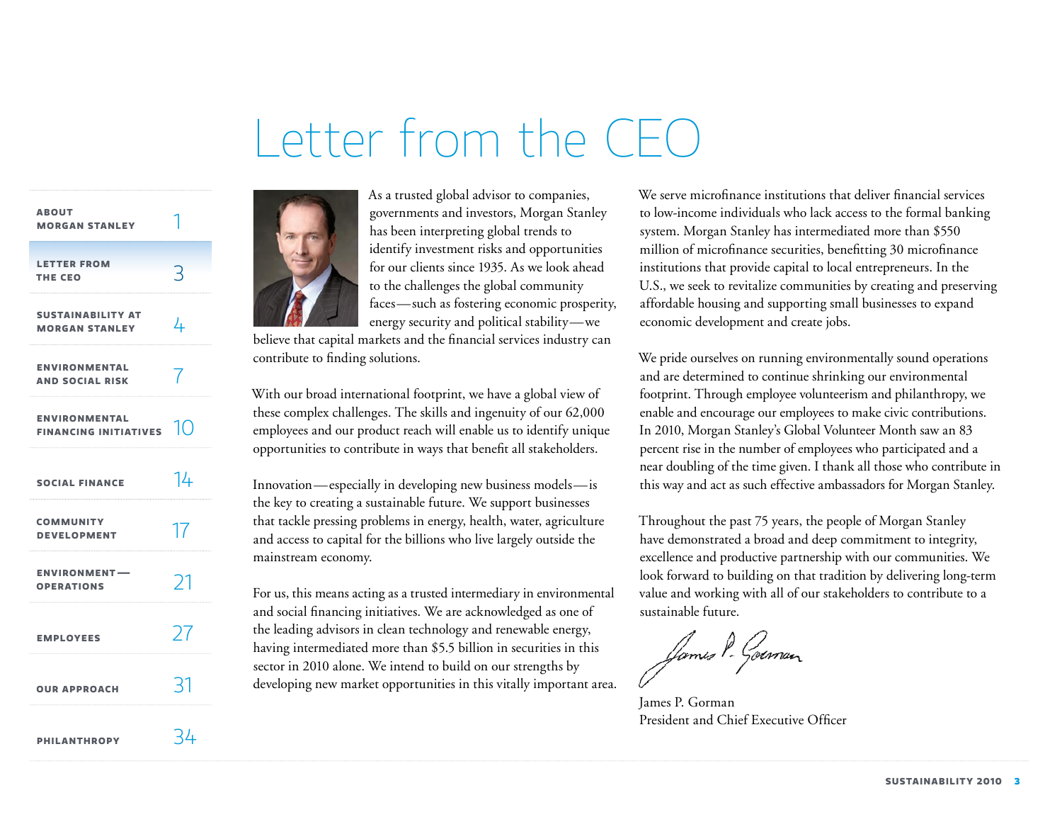# Letter from the CEO

As a trusted global advisor to companies, governments and investors, Morgan Stanley has been interpreting global trends to identify investment risks and opportunities for our clients since 1935. As we look ahead to the challenges the global community faces—such as fostering economic prosperity, energy security and political stability—we believe that capital markets and the financial services industry can contribute to finding solutions.

With our broad international footprint, we have a global view of these complex challenges. The skills and ingenuity of our 62,000 employees and our product reach will enable us to identify unique opportunities to contribute in ways that benefit all stakeholders.

Innovation—especially in developing new business models—is the key to creating a sustainable future. We support businesses that tackle pressing problems in energy, health, water, agriculture and access to capital for the billions who live largely outside the mainstream economy.

For us, this means acting as a trusted intermediary in environmental and social financing initiatives. We are acknowledged as one of the leading advisors in clean technology and renewable energy, having intermediated more than $5.5 billion in securities in this sector in 2010 alone. We intend to build on our strengths by developing new market opportunities in this vitally important area.

We serve microfinance institutions that deliver financial services to low-income individuals who lack access to the formal banking system. Morgan Stanley has intermediated more than $550 million of microfinance securities, benefitting 30 microfinance institutions that provide capital to local entrepreneurs. In the U.S., we seek to revitalize communities by creating and preserving affordable housing and supporting small businesses to expand economic development and create jobs.

We pride ourselves on running environmentally sound operations and are determined to continue shrinking our environmental footprint. Through employee volunteerism and philanthropy, we enable and encourage our employees to make civic contributions. In 2010, Morgan Stanley's Global Volunteer Month saw an 83 percent rise in the number of employees who participated and a near doubling of the time given. I thank all those who contribute in this way and act as such effective ambassadors for Morgan Stanley.

Throughout the past 75 years, the people of Morgan Stanley have demonstrated a broad and deep commitment to integrity, excellence and productive partnership with our communities. We look forward to building on that tradition by delivering long-term value and working with all of our stakeholders to contribute to a sustainable future.

James P. Gorman
President and Chief Executive Officer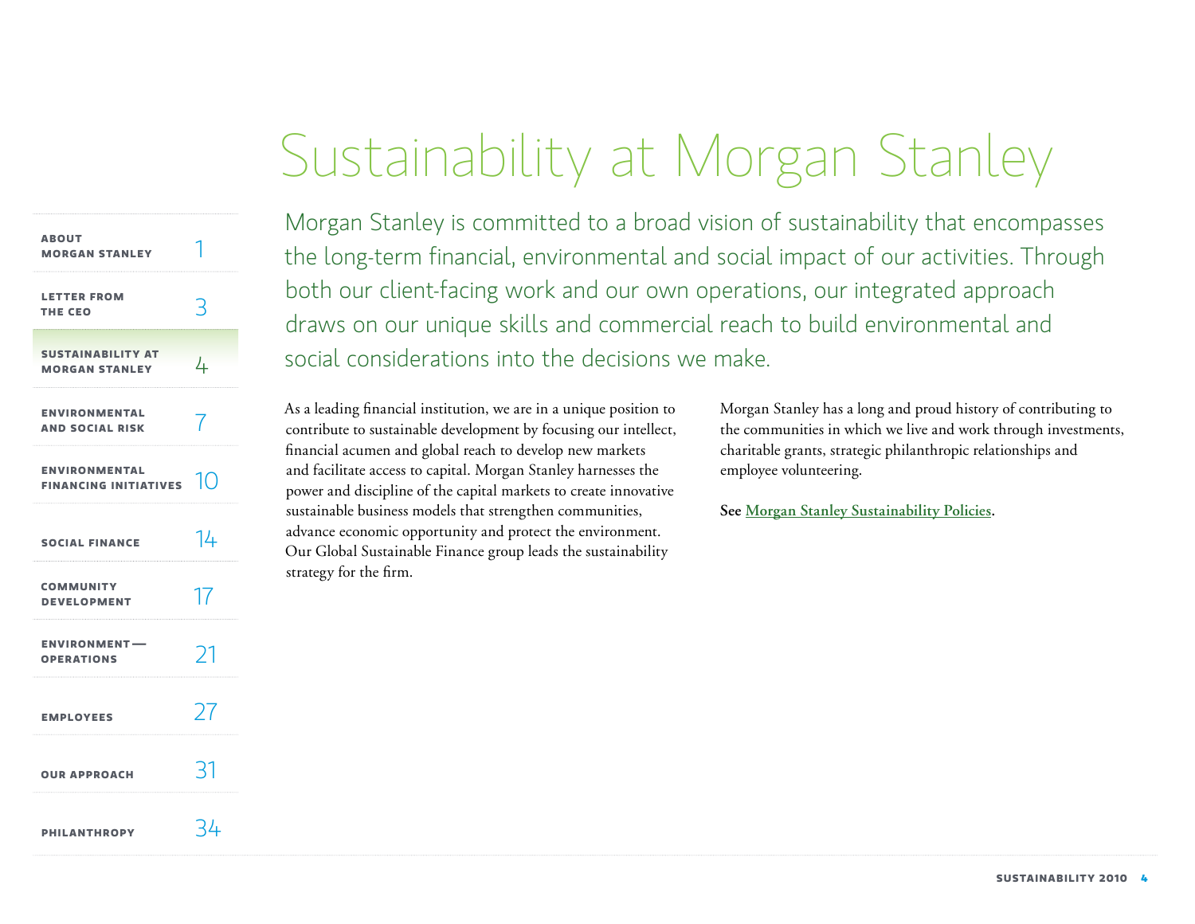# Sustainability at Morgan Stanley

Morgan Stanley is committed to a broad vision of sustainability that encompasses the long-term financial, environmental and social impact of our activities. Through both our client-facing work and our own operations, our integrated approach draws on our unique skills and commercial reach to build environmental and social considerations into the decisions we make.

As a leading financial institution, we are in a unique position to contribute to sustainable development by focusing our intellect, financial acumen and global reach to develop new markets and facilitate access to capital. Morgan Stanley harnesses the power and discipline of the capital markets to create innovative sustainable business models that strengthen communities, advance economic opportunity and protect the environment. Our Global Sustainable Finance group leads the sustainability strategy for the firm.

Morgan Stanley has a long and proud history of contributing to the communities in which we live and work through investments, charitable grants, strategic philanthropic relationships and employee volunteering.

**See Morgan Stanley Sustainability Policies.**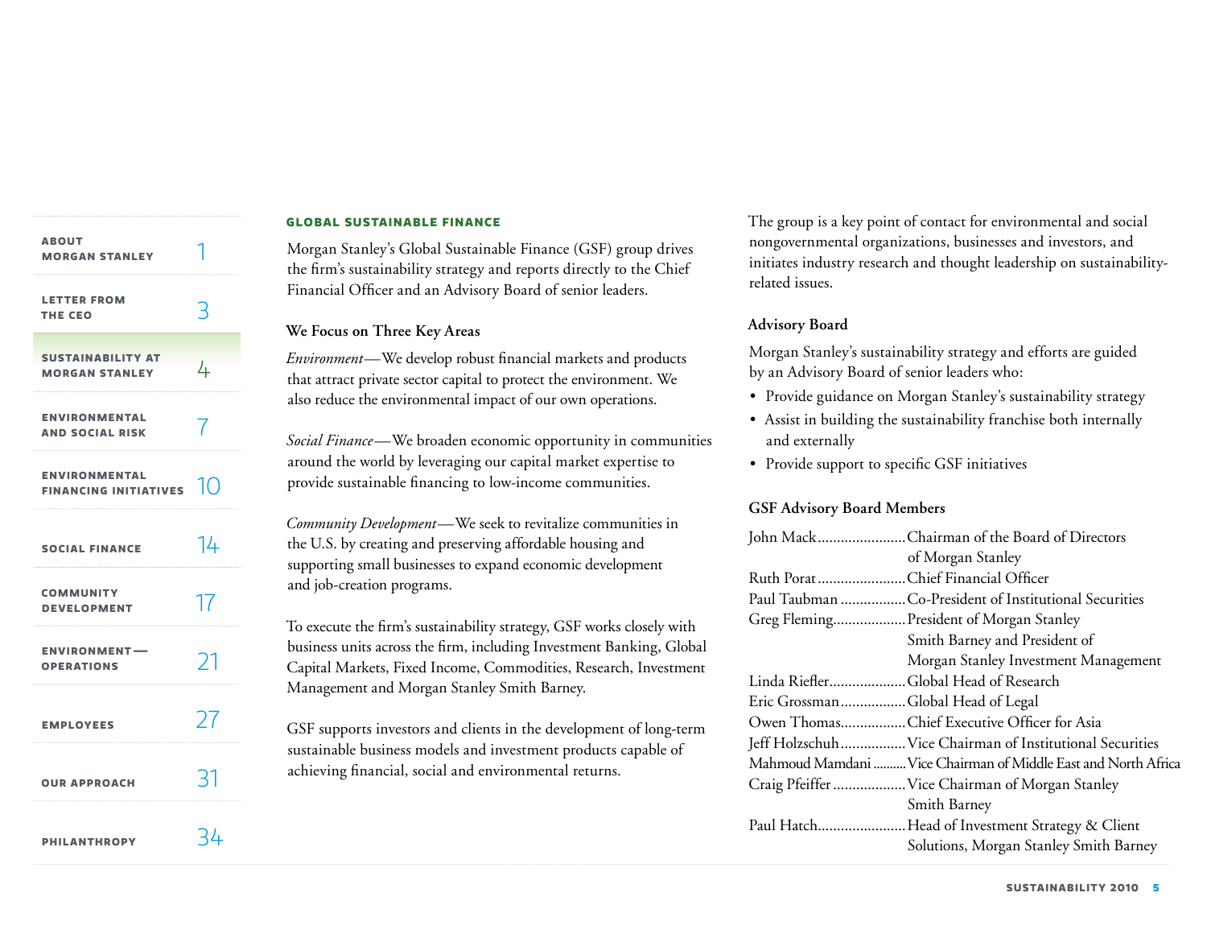## GLOBAL SUSTAINABLE FINANCE

Morgan Stanley's Global Sustainable Finance (GSF) group drives the firm's sustainability strategy and reports directly to the Chief Financial Officer and an Advisory Board of senior leaders.

### We Focus on Three Key Areas

*Environment*—We develop robust financial markets and products that attract private sector capital to protect the environment. We also reduce the environmental impact of our own operations.

*Social Finance*—We broaden economic opportunity in communities around the world by leveraging our capital market expertise to provide sustainable financing to low-income communities.

*Community Development*—We seek to revitalize communities in the U.S. by creating and preserving affordable housing and supporting small businesses to expand economic development and job-creation programs.

To execute the firm's sustainability strategy, GSF works closely with business units across the firm, including Investment Banking, Global Capital Markets, Fixed Income, Commodities, Research, Investment Management and Morgan Stanley Smith Barney.

GSF supports investors and clients in the development of long-term sustainable business models and investment products capable of achieving financial, social and environmental returns.

The group is a key point of contact for environmental and social nongovernmental organizations, businesses and investors, and initiates industry research and thought leadership on sustainability-related issues.

### Advisory Board

Morgan Stanley's sustainability strategy and efforts are guided by an Advisory Board of senior leaders who:

- Provide guidance on Morgan Stanley's sustainability strategy
- Assist in building the sustainability franchise both internally and externally
- Provide support to specific GSF initiatives

### GSF Advisory Board Members

| Name | Title |
|---|---|
| John Mack | Chairman of the Board of Directors of Morgan Stanley |
| Ruth Porat | Chief Financial Officer |
| Paul Taubman | Co-President of Institutional Securities |
| Greg Fleming | President of Morgan Stanley Smith Barney and President of Morgan Stanley Investment Management |
| Linda Riefler | Global Head of Research |
| Eric Grossman | Global Head of Legal |
| Owen Thomas | Chief Executive Officer for Asia |
| Jeff Holzschuh | Vice Chairman of Institutional Securities |
| Mahmoud Mamdani | Vice Chairman of Middle East and North Africa |
| Craig Pfeiffer | Vice Chairman of Morgan Stanley Smith Barney |
| Paul Hatch | Head of Investment Strategy & Client Solutions, Morgan Stanley Smith Barney |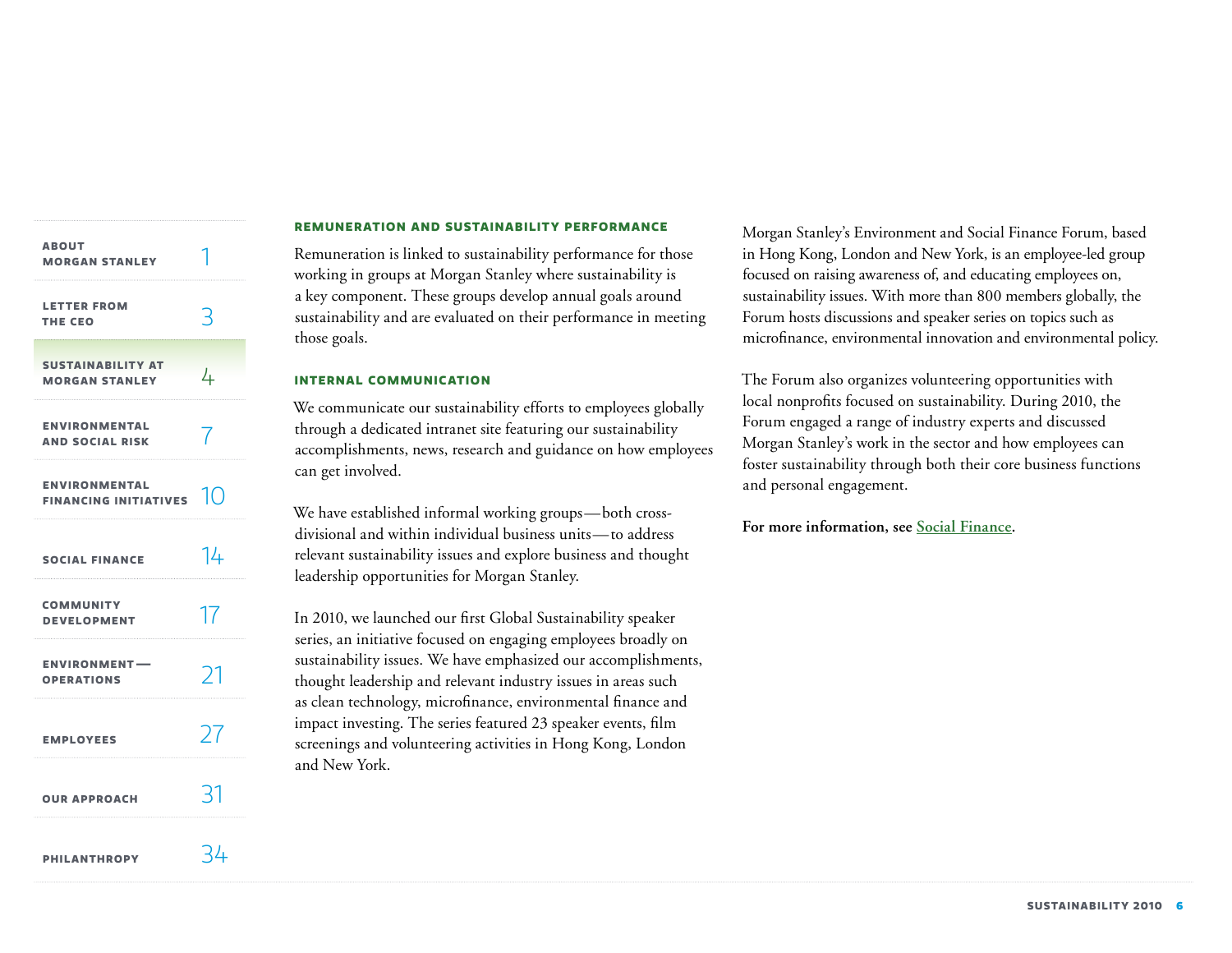## REMUNERATION AND SUSTAINABILITY PERFORMANCE

Remuneration is linked to sustainability performance for those working in groups at Morgan Stanley where sustainability is a key component. These groups develop annual goals around sustainability and are evaluated on their performance in meeting those goals.

## INTERNAL COMMUNICATION

We communicate our sustainability efforts to employees globally through a dedicated intranet site featuring our sustainability accomplishments, news, research and guidance on how employees can get involved.

We have established informal working groups—both cross-divisional and within individual business units—to address relevant sustainability issues and explore business and thought leadership opportunities for Morgan Stanley.

In 2010, we launched our first Global Sustainability speaker series, an initiative focused on engaging employees broadly on sustainability issues. We have emphasized our accomplishments, thought leadership and relevant industry issues in areas such as clean technology, microfinance, environmental finance and impact investing. The series featured 23 speaker events, film screenings and volunteering activities in Hong Kong, London and New York.

Morgan Stanley's Environment and Social Finance Forum, based in Hong Kong, London and New York, is an employee-led group focused on raising awareness of, and educating employees on, sustainability issues. With more than 800 members globally, the Forum hosts discussions and speaker series on topics such as microfinance, environmental innovation and environmental policy.

The Forum also organizes volunteering opportunities with local nonprofits focused on sustainability. During 2010, the Forum engaged a range of industry experts and discussed Morgan Stanley's work in the sector and how employees can foster sustainability through both their core business functions and personal engagement.

**For more information, see Social Finance.**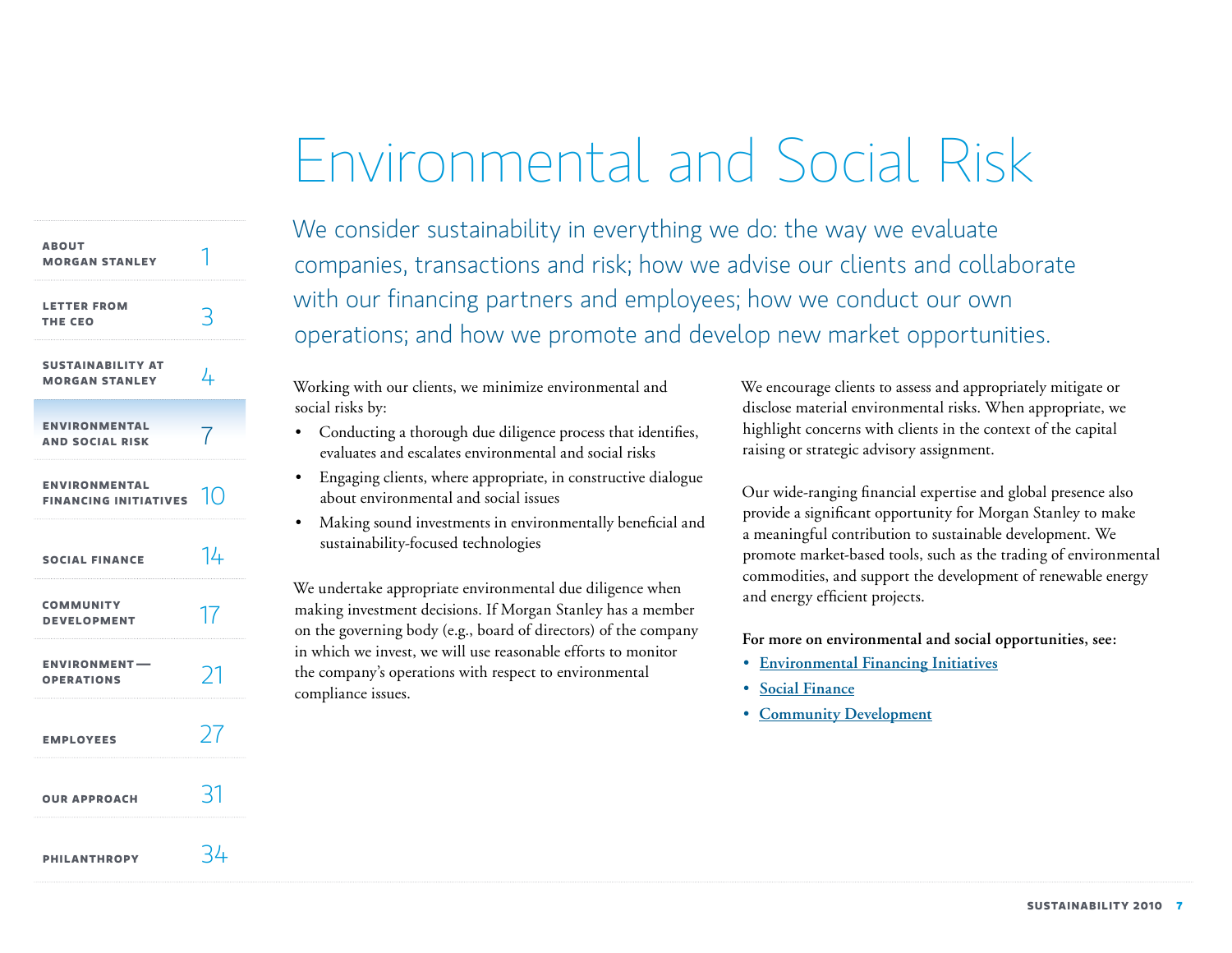# Environmental and Social Risk

We consider sustainability in everything we do: the way we evaluate companies, transactions and risk; how we advise our clients and collaborate with our financing partners and employees; how we conduct our own operations; and how we promote and develop new market opportunities.

Working with our clients, we minimize environmental and social risks by:

- Conducting a thorough due diligence process that identifies, evaluates and escalates environmental and social risks
- Engaging clients, where appropriate, in constructive dialogue about environmental and social issues
- Making sound investments in environmentally beneficial and sustainability-focused technologies

We undertake appropriate environmental due diligence when making investment decisions. If Morgan Stanley has a member on the governing body (e.g., board of directors) of the company in which we invest, we will use reasonable efforts to monitor the company's operations with respect to environmental compliance issues.

We encourage clients to assess and appropriately mitigate or disclose material environmental risks. When appropriate, we highlight concerns with clients in the context of the capital raising or strategic advisory assignment.

Our wide-ranging financial expertise and global presence also provide a significant opportunity for Morgan Stanley to make a meaningful contribution to sustainable development. We promote market-based tools, such as the trading of environmental commodities, and support the development of renewable energy and energy efficient projects.

**For more on environmental and social opportunities, see:**

- Environmental Financing Initiatives
- Social Finance
- Community Development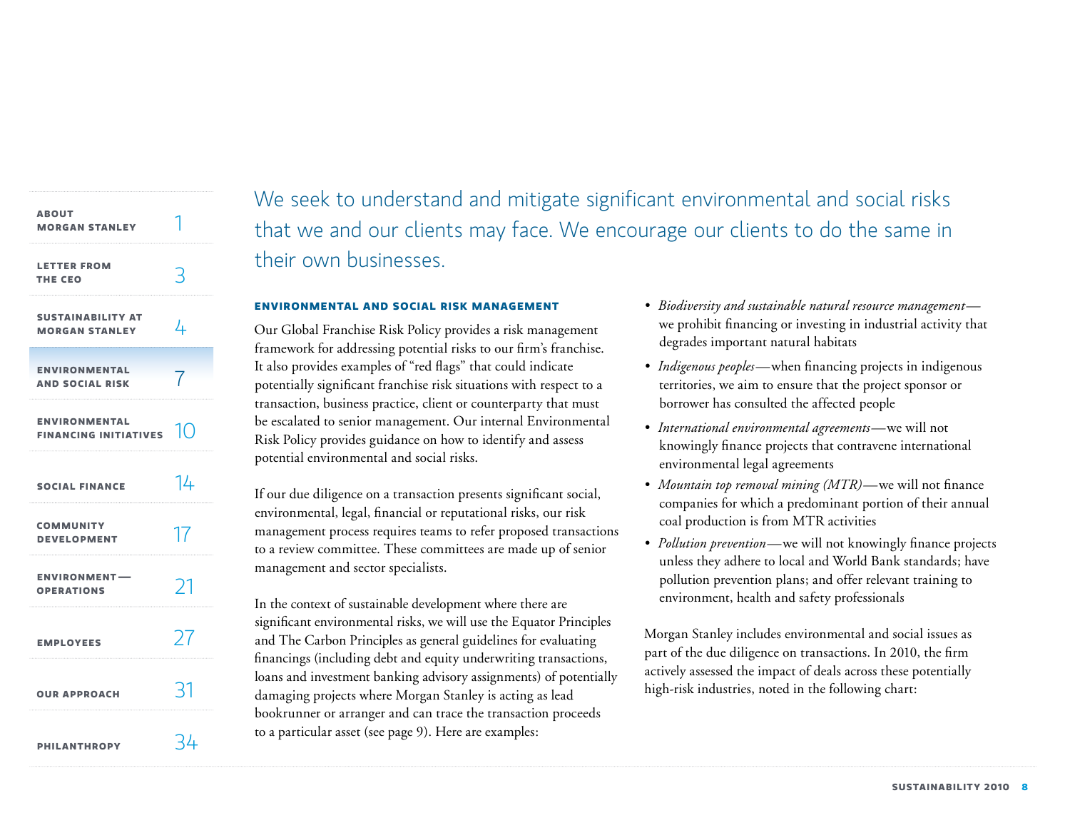We seek to understand and mitigate significant environmental and social risks that we and our clients may face. We encourage our clients to do the same in their own businesses.

## ENVIRONMENTAL AND SOCIAL RISK MANAGEMENT

Our Global Franchise Risk Policy provides a risk management framework for addressing potential risks to our firm's franchise. It also provides examples of "red flags" that could indicate potentially significant franchise risk situations with respect to a transaction, business practice, client or counterparty that must be escalated to senior management. Our internal Environmental Risk Policy provides guidance on how to identify and assess potential environmental and social risks.

If our due diligence on a transaction presents significant social, environmental, legal, financial or reputational risks, our risk management process requires teams to refer proposed transactions to a review committee. These committees are made up of senior management and sector specialists.

In the context of sustainable development where there are significant environmental risks, we will use the Equator Principles and The Carbon Principles as general guidelines for evaluating financings (including debt and equity underwriting transactions, loans and investment banking advisory assignments) of potentially damaging projects where Morgan Stanley is acting as lead bookrunner or arranger and can trace the transaction proceeds to a particular asset (see page 9). Here are examples:

- *Biodiversity and sustainable natural resource management*—we prohibit financing or investing in industrial activity that degrades important natural habitats
- *Indigenous peoples*—when financing projects in indigenous territories, we aim to ensure that the project sponsor or borrower has consulted the affected people
- *International environmental agreements*—we will not knowingly finance projects that contravene international environmental legal agreements
- *Mountain top removal mining (MTR)*—we will not finance companies for which a predominant portion of their annual coal production is from MTR activities
- *Pollution prevention*—we will not knowingly finance projects unless they adhere to local and World Bank standards; have pollution prevention plans; and offer relevant training to environment, health and safety professionals

Morgan Stanley includes environmental and social issues as part of the due diligence on transactions. In 2010, the firm actively assessed the impact of deals across these potentially high-risk industries, noted in the following chart: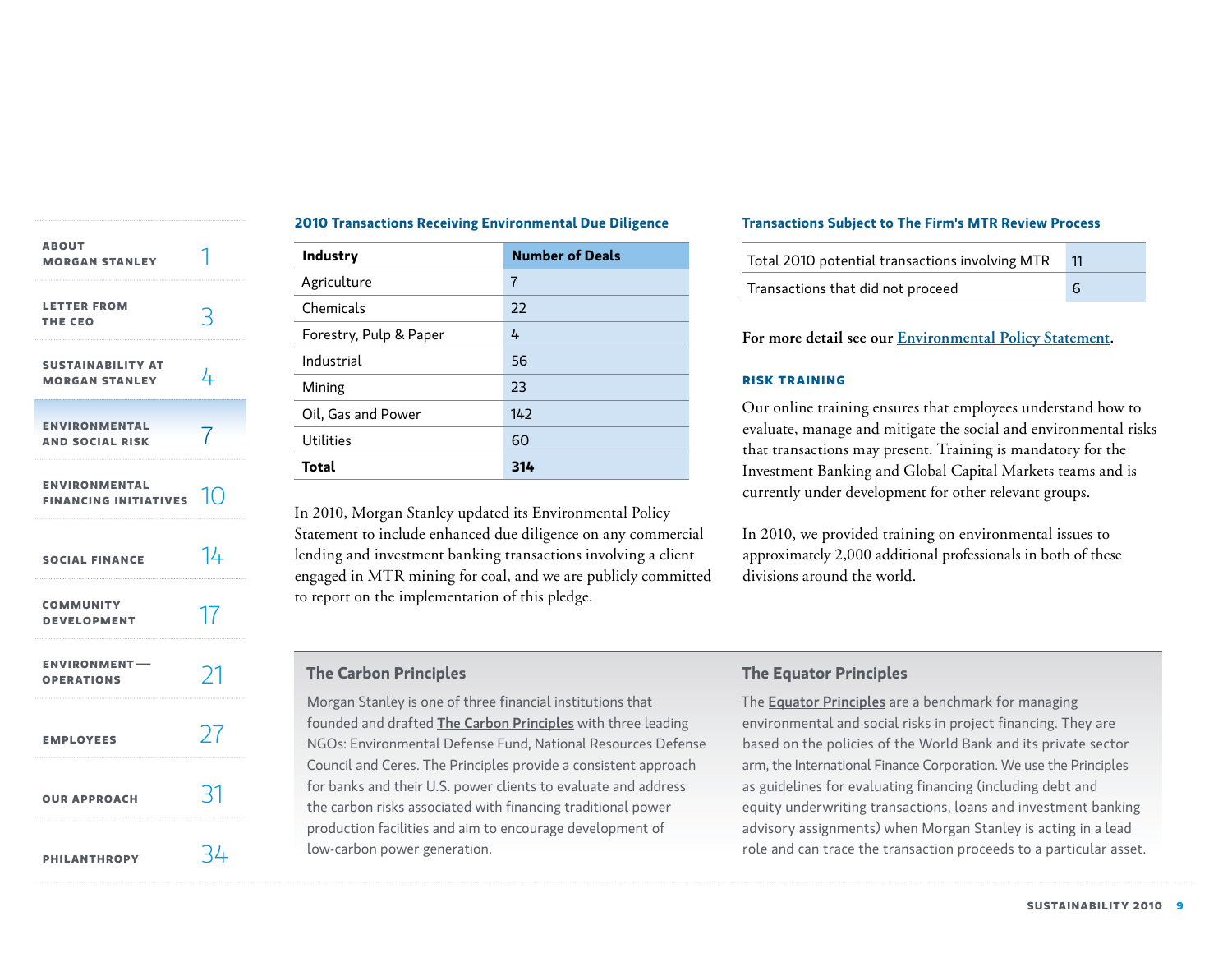### 2010 Transactions Receiving Environmental Due Diligence

| Industry | Number of Deals |
|---|---|
| Agriculture | 7 |
| Chemicals | 22 |
| Forestry, Pulp & Paper | 4 |
| Industrial | 56 |
| Mining | 23 |
| Oil, Gas and Power | 142 |
| Utilities | 60 |
| **Total** | **314** |

In 2010, Morgan Stanley updated its Environmental Policy Statement to include enhanced due diligence on any commercial lending and investment banking transactions involving a client engaged in MTR mining for coal, and we are publicly committed to report on the implementation of this pledge.

### Transactions Subject to The Firm's MTR Review Process

| | |
|---|---|
| Total 2010 potential transactions involving MTR | 11 |
| Transactions that did not proceed | 6 |

**For more detail see our Environmental Policy Statement.**

### RISK TRAINING

Our online training ensures that employees understand how to evaluate, manage and mitigate the social and environmental risks that transactions may present. Training is mandatory for the Investment Banking and Global Capital Markets teams and is currently under development for other relevant groups.

In 2010, we provided training on environmental issues to approximately 2,000 additional professionals in both of these divisions around the world.

### The Carbon Principles

Morgan Stanley is one of three financial institutions that founded and drafted The Carbon Principles with three leading NGOs: Environmental Defense Fund, National Resources Defense Council and Ceres. The Principles provide a consistent approach for banks and their U.S. power clients to evaluate and address the carbon risks associated with financing traditional power production facilities and aim to encourage development of low-carbon power generation.

### The Equator Principles

The Equator Principles are a benchmark for managing environmental and social risks in project financing. They are based on the policies of the World Bank and its private sector arm, the International Finance Corporation. We use the Principles as guidelines for evaluating financing (including debt and equity underwriting transactions, loans and investment banking advisory assignments) when Morgan Stanley is acting in a lead role and can trace the transaction proceeds to a particular asset.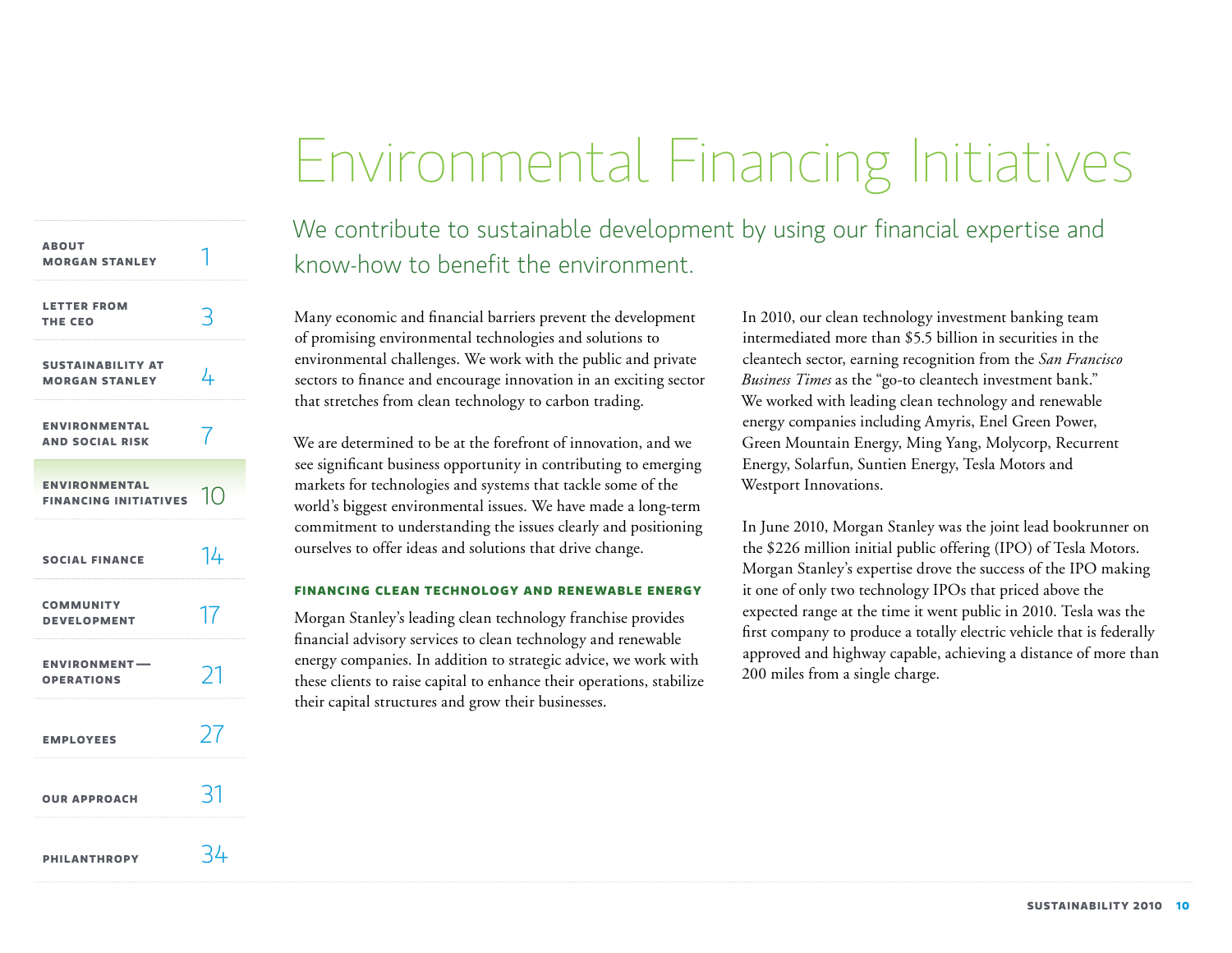# Environmental Financing Initiatives

## We contribute to sustainable development by using our financial expertise and know-how to benefit the environment.

Many economic and financial barriers prevent the development of promising environmental technologies and solutions to environmental challenges. We work with the public and private sectors to finance and encourage innovation in an exciting sector that stretches from clean technology to carbon trading.

We are determined to be at the forefront of innovation, and we see significant business opportunity in contributing to emerging markets for technologies and systems that tackle some of the world's biggest environmental issues. We have made a long-term commitment to understanding the issues clearly and positioning ourselves to offer ideas and solutions that drive change.

### FINANCING CLEAN TECHNOLOGY AND RENEWABLE ENERGY

Morgan Stanley's leading clean technology franchise provides financial advisory services to clean technology and renewable energy companies. In addition to strategic advice, we work with these clients to raise capital to enhance their operations, stabilize their capital structures and grow their businesses.

In 2010, our clean technology investment banking team intermediated more than $5.5 billion in securities in the cleantech sector, earning recognition from the *San Francisco Business Times* as the "go-to cleantech investment bank." We worked with leading clean technology and renewable energy companies including Amyris, Enel Green Power, Green Mountain Energy, Ming Yang, Molycorp, Recurrent Energy, Solarfun, Suntien Energy, Tesla Motors and Westport Innovations.

In June 2010, Morgan Stanley was the joint lead bookrunner on the $226 million initial public offering (IPO) of Tesla Motors. Morgan Stanley's expertise drove the success of the IPO making it one of only two technology IPOs that priced above the expected range at the time it went public in 2010. Tesla was the first company to produce a totally electric vehicle that is federally approved and highway capable, achieving a distance of more than 200 miles from a single charge.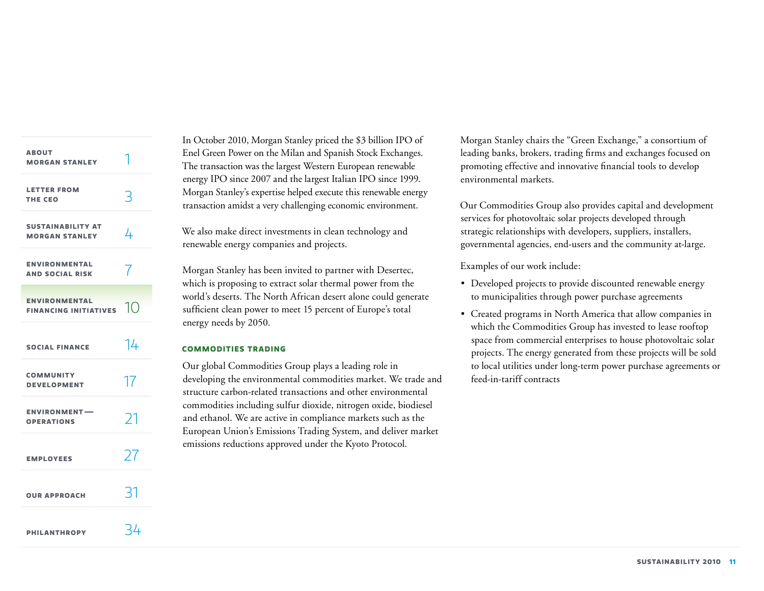In October 2010, Morgan Stanley priced the $3 billion IPO of Enel Green Power on the Milan and Spanish Stock Exchanges. The transaction was the largest Western European renewable energy IPO since 2007 and the largest Italian IPO since 1999. Morgan Stanley's expertise helped execute this renewable energy transaction amidst a very challenging economic environment.

We also make direct investments in clean technology and renewable energy companies and projects.

Morgan Stanley has been invited to partner with Desertec, which is proposing to extract solar thermal power from the world's deserts. The North African desert alone could generate sufficient clean power to meet 15 percent of Europe's total energy needs by 2050.

### COMMODITIES TRADING

Our global Commodities Group plays a leading role in developing the environmental commodities market. We trade and structure carbon-related transactions and other environmental commodities including sulfur dioxide, nitrogen oxide, biodiesel and ethanol. We are active in compliance markets such as the European Union's Emissions Trading System, and deliver market emissions reductions approved under the Kyoto Protocol.

Morgan Stanley chairs the "Green Exchange," a consortium of leading banks, brokers, trading firms and exchanges focused on promoting effective and innovative financial tools to develop environmental markets.

Our Commodities Group also provides capital and development services for photovoltaic solar projects developed through strategic relationships with developers, suppliers, installers, governmental agencies, end-users and the community at-large.

Examples of our work include:

- Developed projects to provide discounted renewable energy to municipalities through power purchase agreements
- Created programs in North America that allow companies in which the Commodities Group has invested to lease rooftop space from commercial enterprises to house photovoltaic solar projects. The energy generated from these projects will be sold to local utilities under long-term power purchase agreements or feed-in-tariff contracts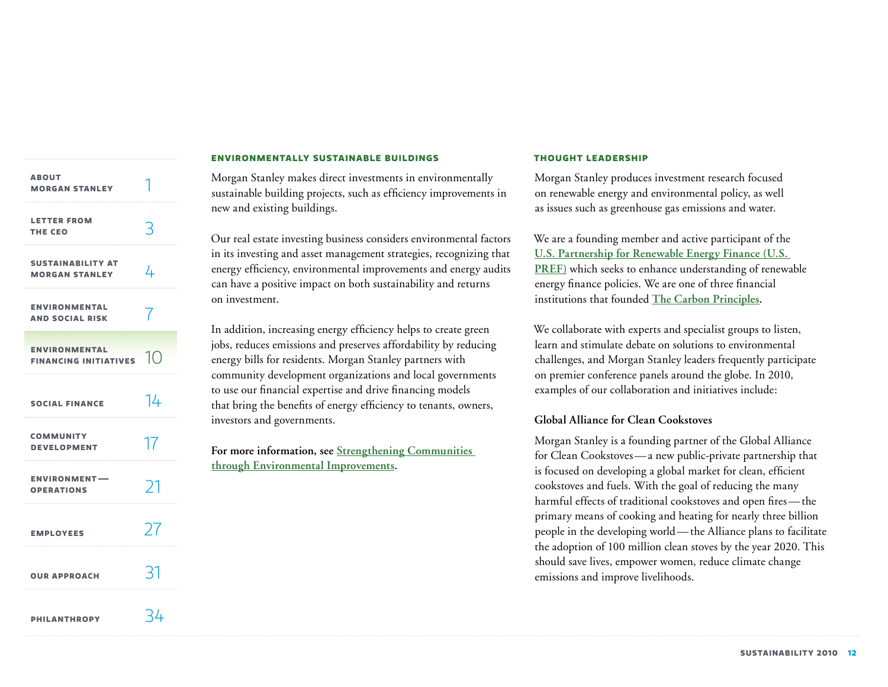## ENVIRONMENTALLY SUSTAINABLE BUILDINGS

Morgan Stanley makes direct investments in environmentally sustainable building projects, such as efficiency improvements in new and existing buildings.

Our real estate investing business considers environmental factors in its investing and asset management strategies, recognizing that energy efficiency, environmental improvements and energy audits can have a positive impact on both sustainability and returns on investment.

In addition, increasing energy efficiency helps to create green jobs, reduces emissions and preserves affordability by reducing energy bills for residents. Morgan Stanley partners with community development organizations and local governments to use our financial expertise and drive financing models that bring the benefits of energy efficiency to tenants, owners, investors and governments.

**For more information, see Strengthening Communities through Environmental Improvements.**

## THOUGHT LEADERSHIP

Morgan Stanley produces investment research focused on renewable energy and environmental policy, as well as issues such as greenhouse gas emissions and water.

We are a founding member and active participant of the U.S. Partnership for Renewable Energy Finance (U.S. PREF) which seeks to enhance understanding of renewable energy finance policies. We are one of three financial institutions that founded The Carbon Principles.

We collaborate with experts and specialist groups to listen, learn and stimulate debate on solutions to environmental challenges, and Morgan Stanley leaders frequently participate on premier conference panels around the globe. In 2010, examples of our collaboration and initiatives include:

### Global Alliance for Clean Cookstoves

Morgan Stanley is a founding partner of the Global Alliance for Clean Cookstoves — a new public-private partnership that is focused on developing a global market for clean, efficient cookstoves and fuels. With the goal of reducing the many harmful effects of traditional cookstoves and open fires — the primary means of cooking and heating for nearly three billion people in the developing world — the Alliance plans to facilitate the adoption of 100 million clean stoves by the year 2020. This should save lives, empower women, reduce climate change emissions and improve livelihoods.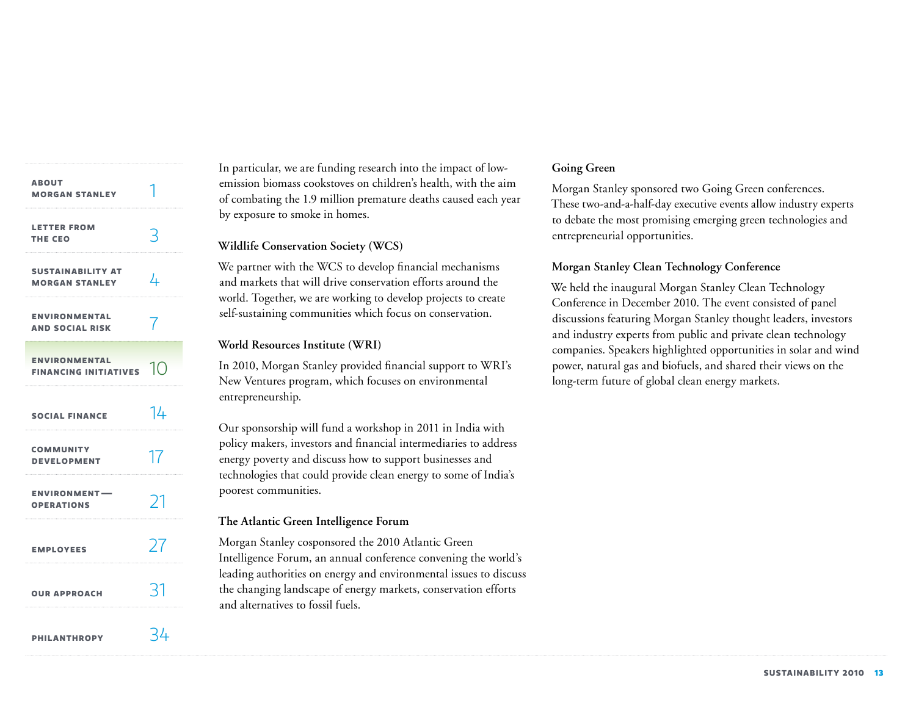In particular, we are funding research into the impact of low-emission biomass cookstoves on children's health, with the aim of combating the 1.9 million premature deaths caused each year by exposure to smoke in homes.

### Wildlife Conservation Society (WCS)

We partner with the WCS to develop financial mechanisms and markets that will drive conservation efforts around the world. Together, we are working to develop projects to create self-sustaining communities which focus on conservation.

### World Resources Institute (WRI)

In 2010, Morgan Stanley provided financial support to WRI's New Ventures program, which focuses on environmental entrepreneurship.

Our sponsorship will fund a workshop in 2011 in India with policy makers, investors and financial intermediaries to address energy poverty and discuss how to support businesses and technologies that could provide clean energy to some of India's poorest communities.

### The Atlantic Green Intelligence Forum

Morgan Stanley cosponsored the 2010 Atlantic Green Intelligence Forum, an annual conference convening the world's leading authorities on energy and environmental issues to discuss the changing landscape of energy markets, conservation efforts and alternatives to fossil fuels.

### Going Green

Morgan Stanley sponsored two Going Green conferences. These two-and-a-half-day executive events allow industry experts to debate the most promising emerging green technologies and entrepreneurial opportunities.

### Morgan Stanley Clean Technology Conference

We held the inaugural Morgan Stanley Clean Technology Conference in December 2010. The event consisted of panel discussions featuring Morgan Stanley thought leaders, investors and industry experts from public and private clean technology companies. Speakers highlighted opportunities in solar and wind power, natural gas and biofuels, and shared their views on the long-term future of global clean energy markets.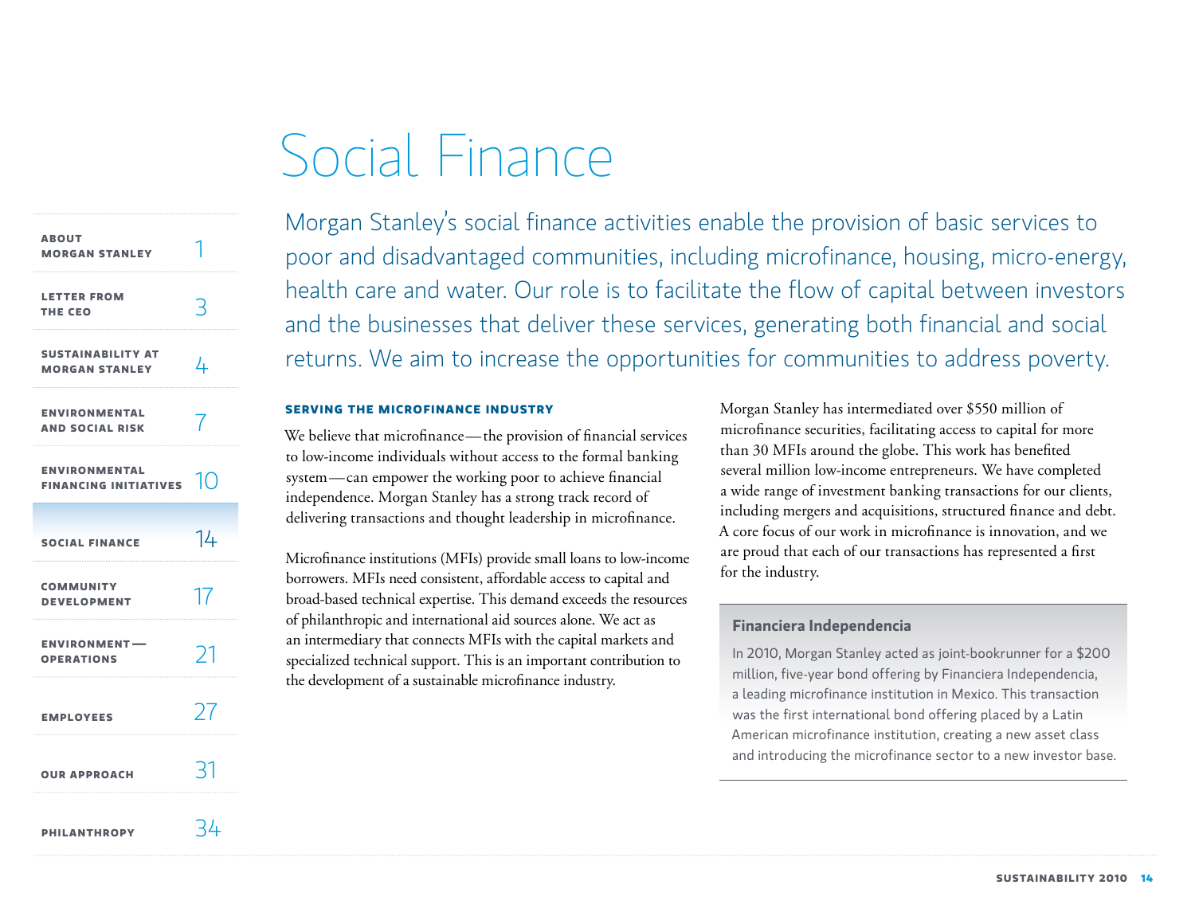# Social Finance

Morgan Stanley's social finance activities enable the provision of basic services to poor and disadvantaged communities, including microfinance, housing, micro-energy, health care and water. Our role is to facilitate the flow of capital between investors and the businesses that deliver these services, generating both financial and social returns. We aim to increase the opportunities for communities to address poverty.

### SERVING THE MICROFINANCE INDUSTRY

We believe that microfinance — the provision of financial services to low-income individuals without access to the formal banking system — can empower the working poor to achieve financial independence. Morgan Stanley has a strong track record of delivering transactions and thought leadership in microfinance.

Microfinance institutions (MFIs) provide small loans to low-income borrowers. MFIs need consistent, affordable access to capital and broad-based technical expertise. This demand exceeds the resources of philanthropic and international aid sources alone. We act as an intermediary that connects MFIs with the capital markets and specialized technical support. This is an important contribution to the development of a sustainable microfinance industry.

Morgan Stanley has intermediated over $550 million of microfinance securities, facilitating access to capital for more than 30 MFIs around the globe. This work has benefited several million low-income entrepreneurs. We have completed a wide range of investment banking transactions for our clients, including mergers and acquisitions, structured finance and debt. A core focus of our work in microfinance is innovation, and we are proud that each of our transactions has represented a first for the industry.

#### Financiera Independencia

In 2010, Morgan Stanley acted as joint-bookrunner for a $200 million, five-year bond offering by Financiera Independencia, a leading microfinance institution in Mexico. This transaction was the first international bond offering placed by a Latin American microfinance institution, creating a new asset class and introducing the microfinance sector to a new investor base.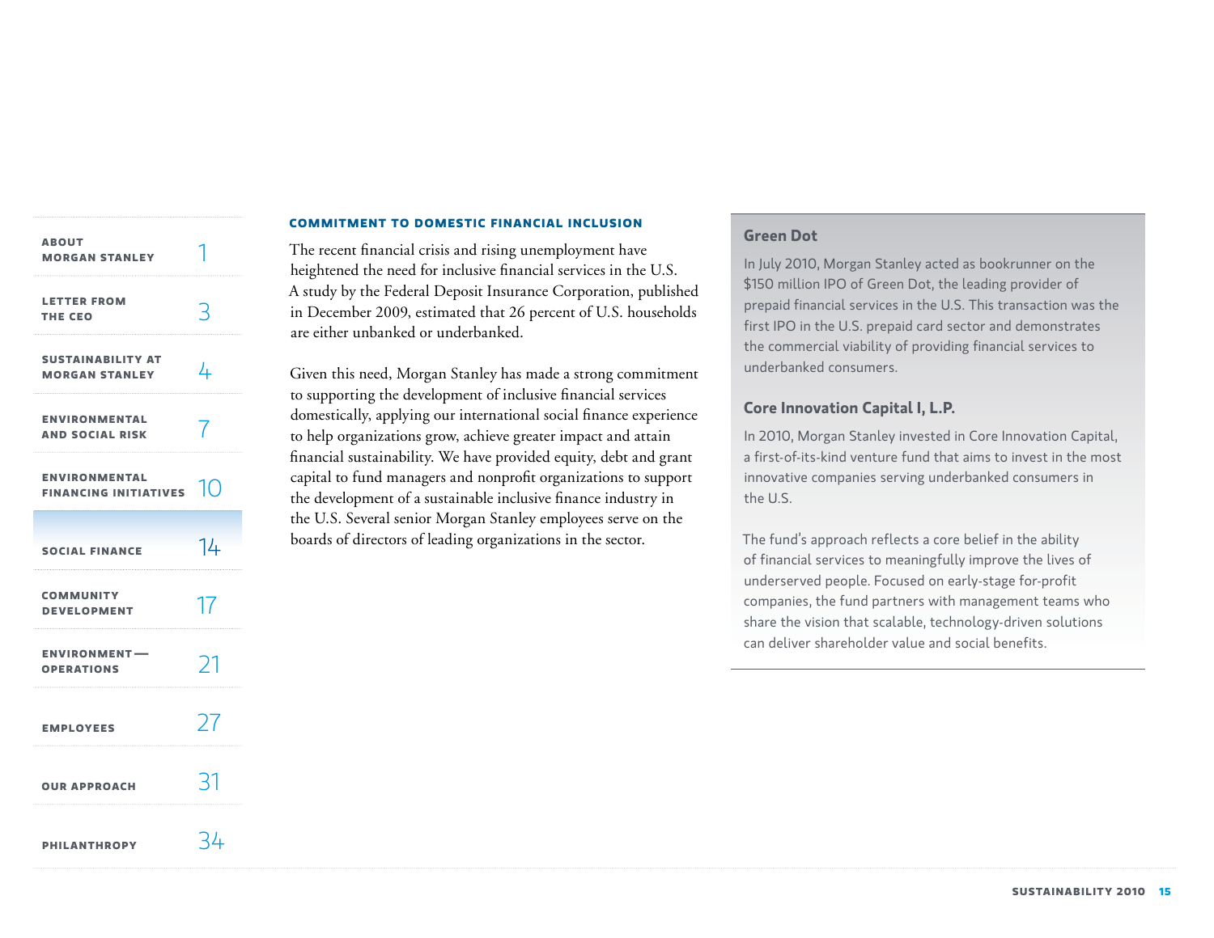## COMMITMENT TO DOMESTIC FINANCIAL INCLUSION

The recent financial crisis and rising unemployment have heightened the need for inclusive financial services in the U.S. A study by the Federal Deposit Insurance Corporation, published in December 2009, estimated that 26 percent of U.S. households are either unbanked or underbanked.

Given this need, Morgan Stanley has made a strong commitment to supporting the development of inclusive financial services domestically, applying our international social finance experience to help organizations grow, achieve greater impact and attain financial sustainability. We have provided equity, debt and grant capital to fund managers and nonprofit organizations to support the development of a sustainable inclusive finance industry in the U.S. Several senior Morgan Stanley employees serve on the boards of directors of leading organizations in the sector.

### Green Dot

In July 2010, Morgan Stanley acted as bookrunner on the $150 million IPO of Green Dot, the leading provider of prepaid financial services in the U.S. This transaction was the first IPO in the U.S. prepaid card sector and demonstrates the commercial viability of providing financial services to underbanked consumers.

### Core Innovation Capital I, L.P.

In 2010, Morgan Stanley invested in Core Innovation Capital, a first-of-its-kind venture fund that aims to invest in the most innovative companies serving underbanked consumers in the U.S.

The fund's approach reflects a core belief in the ability of financial services to meaningfully improve the lives of underserved people. Focused on early-stage for-profit companies, the fund partners with management teams who share the vision that scalable, technology-driven solutions can deliver shareholder value and social benefits.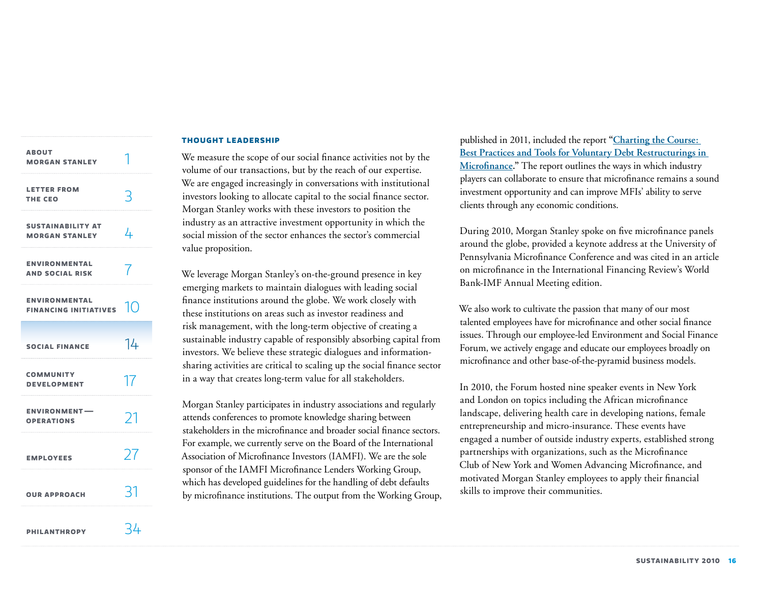### THOUGHT LEADERSHIP

We measure the scope of our social finance activities not by the volume of our transactions, but by the reach of our expertise. We are engaged increasingly in conversations with institutional investors looking to allocate capital to the social finance sector. Morgan Stanley works with these investors to position the industry as an attractive investment opportunity in which the social mission of the sector enhances the sector's commercial value proposition.

We leverage Morgan Stanley's on-the-ground presence in key emerging markets to maintain dialogues with leading social finance institutions around the globe. We work closely with these institutions on areas such as investor readiness and risk management, with the long-term objective of creating a sustainable industry capable of responsibly absorbing capital from investors. We believe these strategic dialogues and information-sharing activities are critical to scaling up the social finance sector in a way that creates long-term value for all stakeholders.

Morgan Stanley participates in industry associations and regularly attends conferences to promote knowledge sharing between stakeholders in the microfinance and broader social finance sectors. For example, we currently serve on the Board of the International Association of Microfinance Investors (IAMFI). We are the sole sponsor of the IAMFI Microfinance Lenders Working Group, which has developed guidelines for the handling of debt defaults by microfinance institutions. The output from the Working Group, published in 2011, included the report "**Charting the Course: Best Practices and Tools for Voluntary Debt Restructurings in Microfinance**." The report outlines the ways in which industry players can collaborate to ensure that microfinance remains a sound investment opportunity and can improve MFIs' ability to serve clients through any economic conditions.

During 2010, Morgan Stanley spoke on five microfinance panels around the globe, provided a keynote address at the University of Pennsylvania Microfinance Conference and was cited in an article on microfinance in the International Financing Review's World Bank-IMF Annual Meeting edition.

We also work to cultivate the passion that many of our most talented employees have for microfinance and other social finance issues. Through our employee-led Environment and Social Finance Forum, we actively engage and educate our employees broadly on microfinance and other base-of-the-pyramid business models.

In 2010, the Forum hosted nine speaker events in New York and London on topics including the African microfinance landscape, delivering health care in developing nations, female entrepreneurship and micro-insurance. These events have engaged a number of outside industry experts, established strong partnerships with organizations, such as the Microfinance Club of New York and Women Advancing Microfinance, and motivated Morgan Stanley employees to apply their financial skills to improve their communities.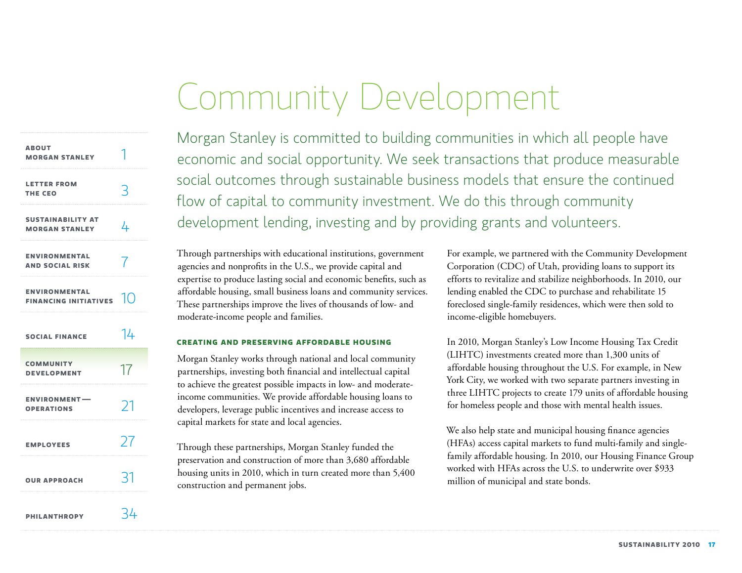# Community Development

Morgan Stanley is committed to building communities in which all people have economic and social opportunity. We seek transactions that produce measurable social outcomes through sustainable business models that ensure the continued flow of capital to community investment. We do this through community development lending, investing and by providing grants and volunteers.

Through partnerships with educational institutions, government agencies and nonprofits in the U.S., we provide capital and expertise to produce lasting social and economic benefits, such as affordable housing, small business loans and community services. These partnerships improve the lives of thousands of low- and moderate-income people and families.

## CREATING AND PRESERVING AFFORDABLE HOUSING

Morgan Stanley works through national and local community partnerships, investing both financial and intellectual capital to achieve the greatest possible impacts in low- and moderate-income communities. We provide affordable housing loans to developers, leverage public incentives and increase access to capital markets for state and local agencies.

Through these partnerships, Morgan Stanley funded the preservation and construction of more than 3,680 affordable housing units in 2010, which in turn created more than 5,400 construction and permanent jobs.

For example, we partnered with the Community Development Corporation (CDC) of Utah, providing loans to support its efforts to revitalize and stabilize neighborhoods. In 2010, our lending enabled the CDC to purchase and rehabilitate 15 foreclosed single-family residences, which were then sold to income-eligible homebuyers.

In 2010, Morgan Stanley's Low Income Housing Tax Credit (LIHTC) investments created more than 1,300 units of affordable housing throughout the U.S. For example, in New York City, we worked with two separate partners investing in three LIHTC projects to create 179 units of affordable housing for homeless people and those with mental health issues.

We also help state and municipal housing finance agencies (HFAs) access capital markets to fund multi-family and single-family affordable housing. In 2010, our Housing Finance Group worked with HFAs across the U.S. to underwrite over $933 million of municipal and state bonds.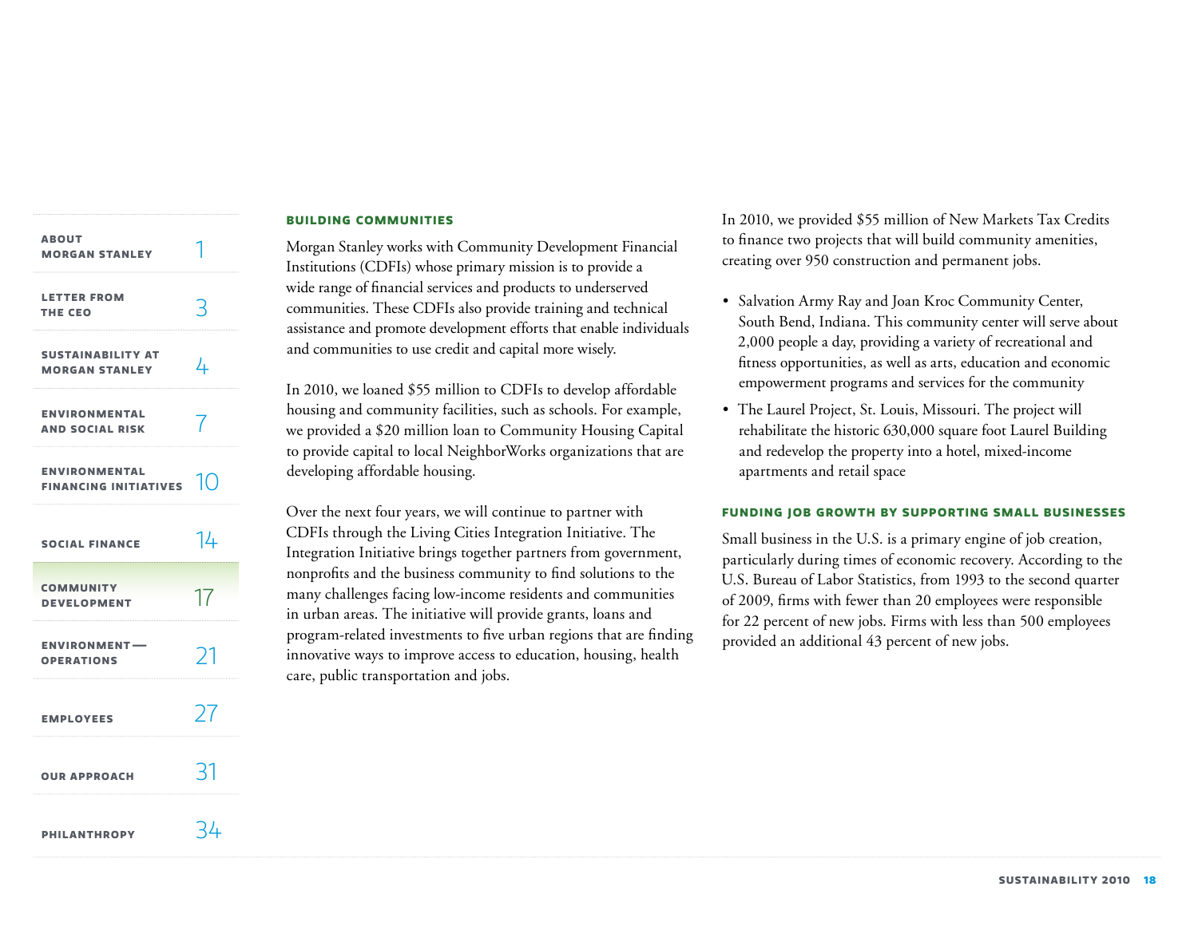## BUILDING COMMUNITIES

Morgan Stanley works with Community Development Financial Institutions (CDFIs) whose primary mission is to provide a wide range of financial services and products to underserved communities. These CDFIs also provide training and technical assistance and promote development efforts that enable individuals and communities to use credit and capital more wisely.

In 2010, we loaned $55 million to CDFIs to develop affordable housing and community facilities, such as schools. For example, we provided a $20 million loan to Community Housing Capital to provide capital to local NeighborWorks organizations that are developing affordable housing.

Over the next four years, we will continue to partner with CDFIs through the Living Cities Integration Initiative. The Integration Initiative brings together partners from government, nonprofits and the business community to find solutions to the many challenges facing low-income residents and communities in urban areas. The initiative will provide grants, loans and program-related investments to five urban regions that are finding innovative ways to improve access to education, housing, health care, public transportation and jobs.

In 2010, we provided $55 million of New Markets Tax Credits to finance two projects that will build community amenities, creating over 950 construction and permanent jobs.

- Salvation Army Ray and Joan Kroc Community Center, South Bend, Indiana. This community center will serve about 2,000 people a day, providing a variety of recreational and fitness opportunities, as well as arts, education and economic empowerment programs and services for the community
- The Laurel Project, St. Louis, Missouri. The project will rehabilitate the historic 630,000 square foot Laurel Building and redevelop the property into a hotel, mixed-income apartments and retail space

## FUNDING JOB GROWTH BY SUPPORTING SMALL BUSINESSES

Small business in the U.S. is a primary engine of job creation, particularly during times of economic recovery. According to the U.S. Bureau of Labor Statistics, from 1993 to the second quarter of 2009, firms with fewer than 20 employees were responsible for 22 percent of new jobs. Firms with less than 500 employees provided an additional 43 percent of new jobs.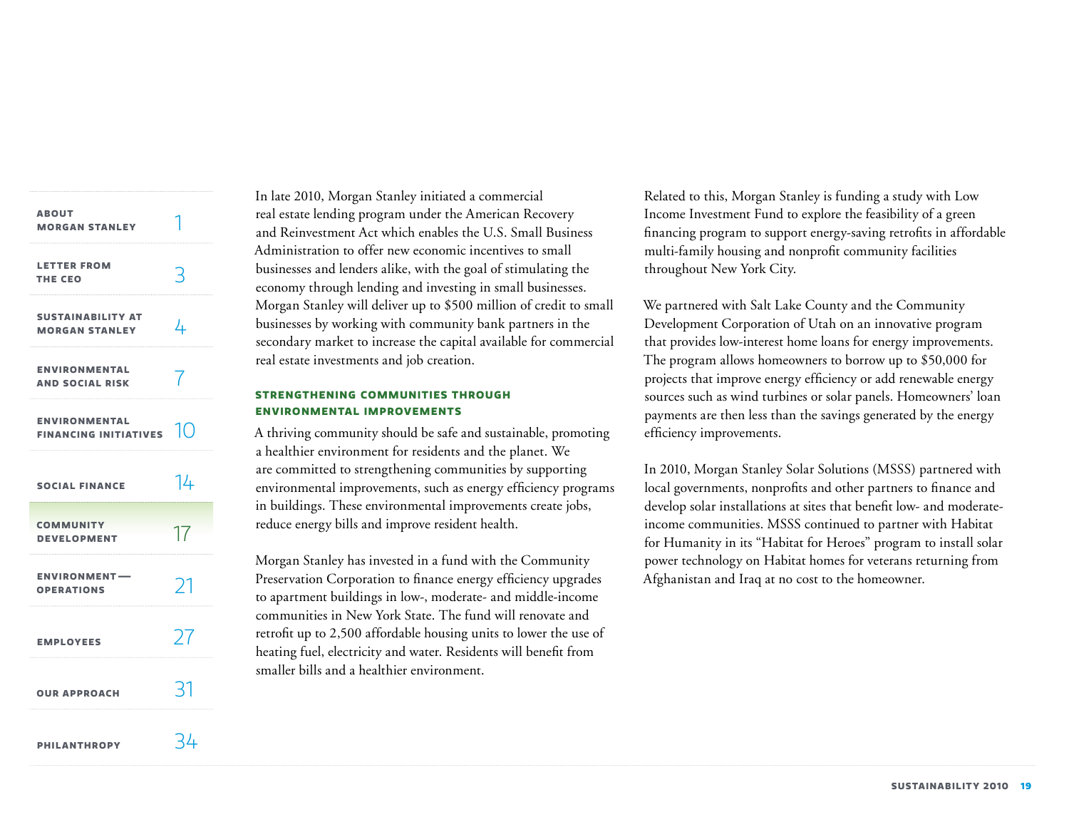In late 2010, Morgan Stanley initiated a commercial real estate lending program under the American Recovery and Reinvestment Act which enables the U.S. Small Business Administration to offer new economic incentives to small businesses and lenders alike, with the goal of stimulating the economy through lending and investing in small businesses. Morgan Stanley will deliver up to $500 million of credit to small businesses by working with community bank partners in the secondary market to increase the capital available for commercial real estate investments and job creation.

## STRENGTHENING COMMUNITIES THROUGH ENVIRONMENTAL IMPROVEMENTS

A thriving community should be safe and sustainable, promoting a healthier environment for residents and the planet. We are committed to strengthening communities by supporting environmental improvements, such as energy efficiency programs in buildings. These environmental improvements create jobs, reduce energy bills and improve resident health.

Morgan Stanley has invested in a fund with the Community Preservation Corporation to finance energy efficiency upgrades to apartment buildings in low-, moderate- and middle-income communities in New York State. The fund will renovate and retrofit up to 2,500 affordable housing units to lower the use of heating fuel, electricity and water. Residents will benefit from smaller bills and a healthier environment.

Related to this, Morgan Stanley is funding a study with Low Income Investment Fund to explore the feasibility of a green financing program to support energy-saving retrofits in affordable multi-family housing and nonprofit community facilities throughout New York City.

We partnered with Salt Lake County and the Community Development Corporation of Utah on an innovative program that provides low-interest home loans for energy improvements. The program allows homeowners to borrow up to $50,000 for projects that improve energy efficiency or add renewable energy sources such as wind turbines or solar panels. Homeowners' loan payments are then less than the savings generated by the energy efficiency improvements.

In 2010, Morgan Stanley Solar Solutions (MSSS) partnered with local governments, nonprofits and other partners to finance and develop solar installations at sites that benefit low- and moderate-income communities. MSSS continued to partner with Habitat for Humanity in its "Habitat for Heroes" program to install solar power technology on Habitat homes for veterans returning from Afghanistan and Iraq at no cost to the homeowner.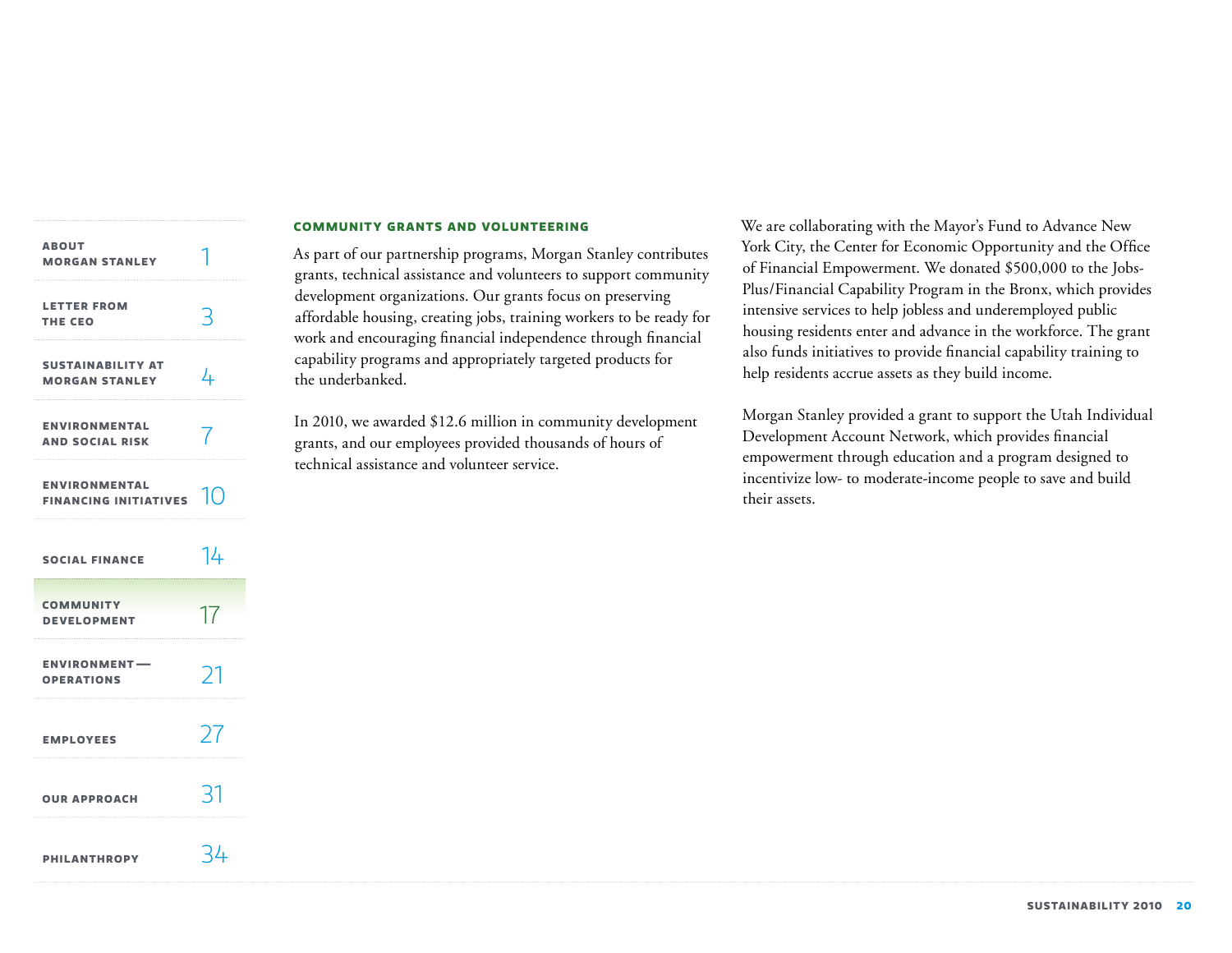### COMMUNITY GRANTS AND VOLUNTEERING

As part of our partnership programs, Morgan Stanley contributes grants, technical assistance and volunteers to support community development organizations. Our grants focus on preserving affordable housing, creating jobs, training workers to be ready for work and encouraging financial independence through financial capability programs and appropriately targeted products for the underbanked.

In 2010, we awarded $12.6 million in community development grants, and our employees provided thousands of hours of technical assistance and volunteer service.

We are collaborating with the Mayor's Fund to Advance New York City, the Center for Economic Opportunity and the Office of Financial Empowerment. We donated $500,000 to the Jobs-Plus/Financial Capability Program in the Bronx, which provides intensive services to help jobless and underemployed public housing residents enter and advance in the workforce. The grant also funds initiatives to provide financial capability training to help residents accrue assets as they build income.

Morgan Stanley provided a grant to support the Utah Individual Development Account Network, which provides financial empowerment through education and a program designed to incentivize low- to moderate-income people to save and build their assets.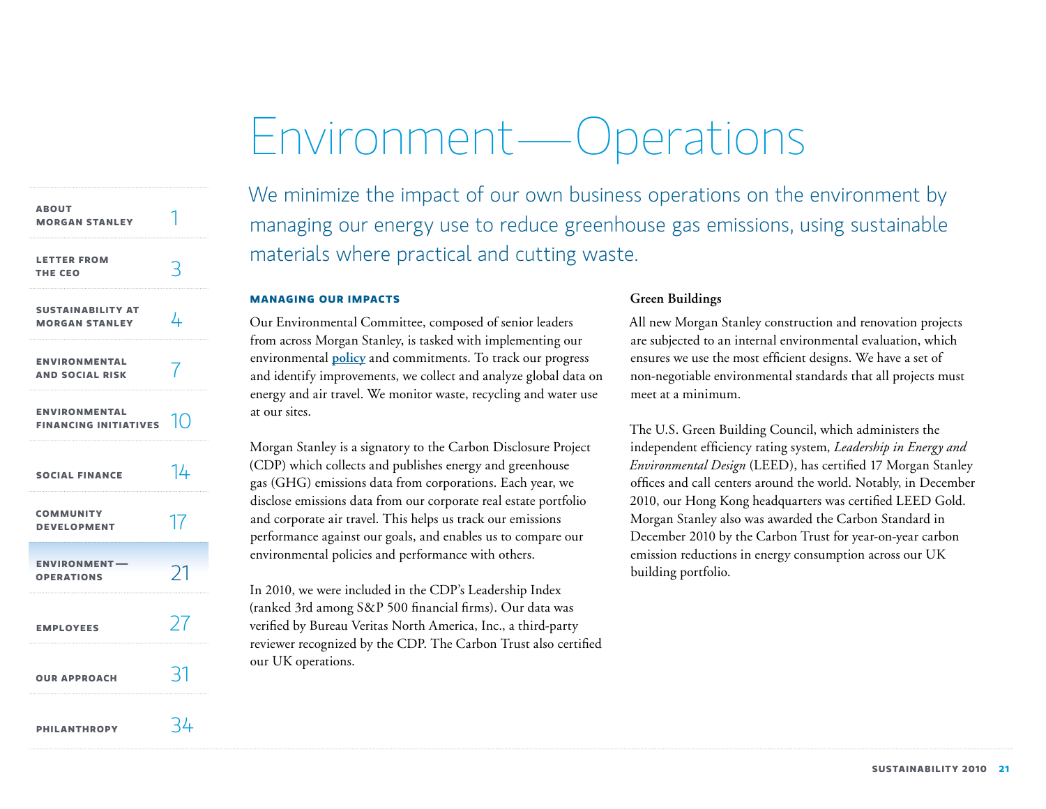# Environment—Operations

We minimize the impact of our own business operations on the environment by managing our energy use to reduce greenhouse gas emissions, using sustainable materials where practical and cutting waste.

## MANAGING OUR IMPACTS

Our Environmental Committee, composed of senior leaders from across Morgan Stanley, is tasked with implementing our environmental policy and commitments. To track our progress and identify improvements, we collect and analyze global data on energy and air travel. We monitor waste, recycling and water use at our sites.

Morgan Stanley is a signatory to the Carbon Disclosure Project (CDP) which collects and publishes energy and greenhouse gas (GHG) emissions data from corporations. Each year, we disclose emissions data from our corporate real estate portfolio and corporate air travel. This helps us track our emissions performance against our goals, and enables us to compare our environmental policies and performance with others.

In 2010, we were included in the CDP's Leadership Index (ranked 3rd among S&P 500 financial firms). Our data was verified by Bureau Veritas North America, Inc., a third-party reviewer recognized by the CDP. The Carbon Trust also certified our UK operations.

### Green Buildings

All new Morgan Stanley construction and renovation projects are subjected to an internal environmental evaluation, which ensures we use the most efficient designs. We have a set of non-negotiable environmental standards that all projects must meet at a minimum.

The U.S. Green Building Council, which administers the independent efficiency rating system, *Leadership in Energy and Environmental Design* (LEED), has certified 17 Morgan Stanley offices and call centers around the world. Notably, in December 2010, our Hong Kong headquarters was certified LEED Gold. Morgan Stanley also was awarded the Carbon Standard in December 2010 by the Carbon Trust for year-on-year carbon emission reductions in energy consumption across our UK building portfolio.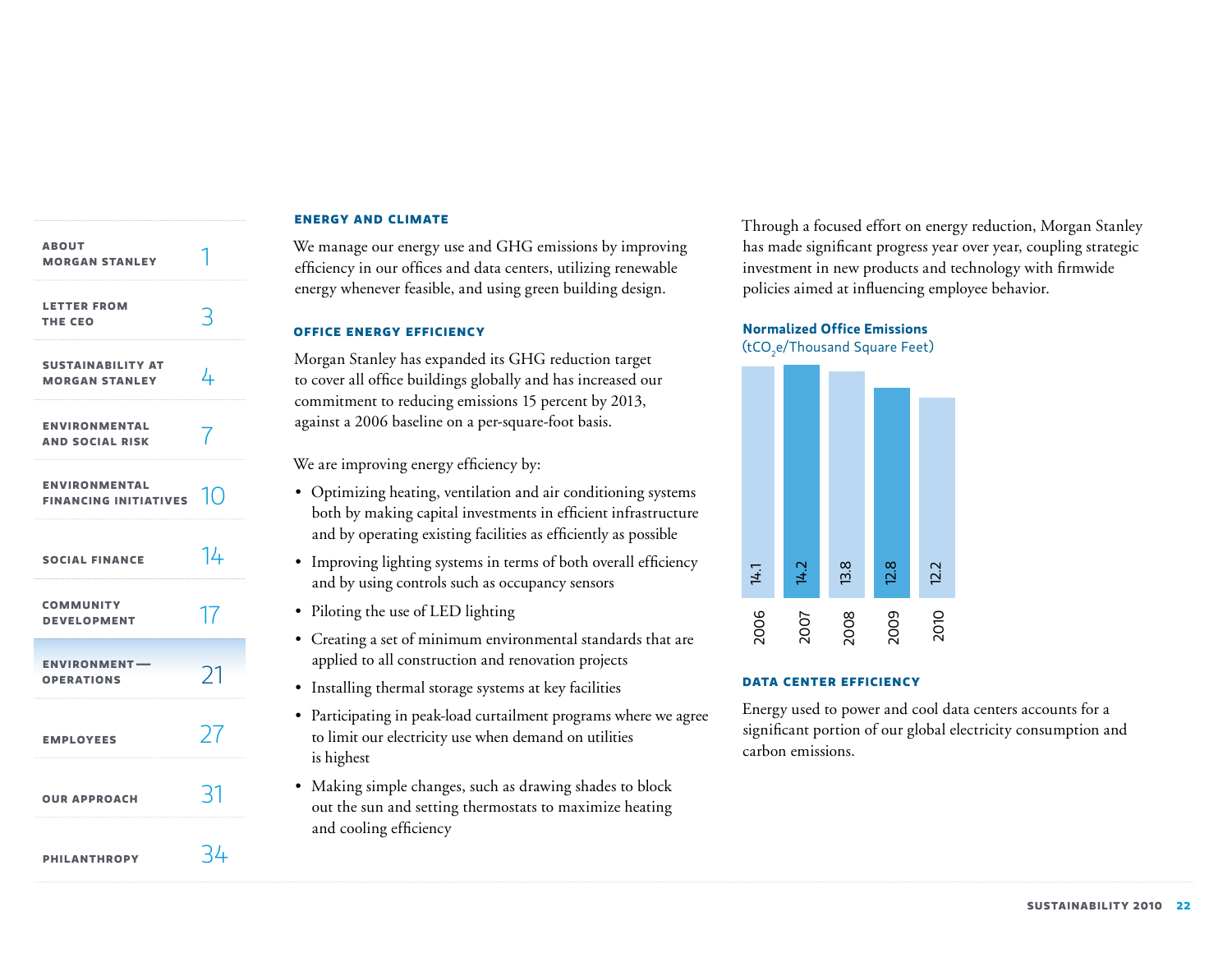## ENERGY AND CLIMATE

We manage our energy use and GHG emissions by improving efficiency in our offices and data centers, utilizing renewable energy whenever feasible, and using green building design.

### OFFICE ENERGY EFFICIENCY

Morgan Stanley has expanded its GHG reduction target to cover all office buildings globally and has increased our commitment to reducing emissions 15 percent by 2013, against a 2006 baseline on a per-square-foot basis.

We are improving energy efficiency by:

- Optimizing heating, ventilation and air conditioning systems both by making capital investments in efficient infrastructure and by operating existing facilities as efficiently as possible
- Improving lighting systems in terms of both overall efficiency and by using controls such as occupancy sensors
- Piloting the use of LED lighting
- Creating a set of minimum environmental standards that are applied to all construction and renovation projects
- Installing thermal storage systems at key facilities
- Participating in peak-load curtailment programs where we agree to limit our electricity use when demand on utilities is highest
- Making simple changes, such as drawing shades to block out the sun and setting thermostats to maximize heating and cooling efficiency

Through a focused effort on energy reduction, Morgan Stanley has made significant progress year over year, coupling strategic investment in new products and technology with firmwide policies aimed at influencing employee behavior.

**Normalized Office Emissions**
($tCO_2e$/Thousand Square Feet)

| Year | 2006 | 2007 | 2008 | 2009 | 2010 |
|---|---|---|---|---|---|
| Emissions | 14.1 | 14.2 | 13.8 | 12.8 | 12.2 |

### DATA CENTER EFFICIENCY

Energy used to power and cool data centers accounts for a significant portion of our global electricity consumption and carbon emissions.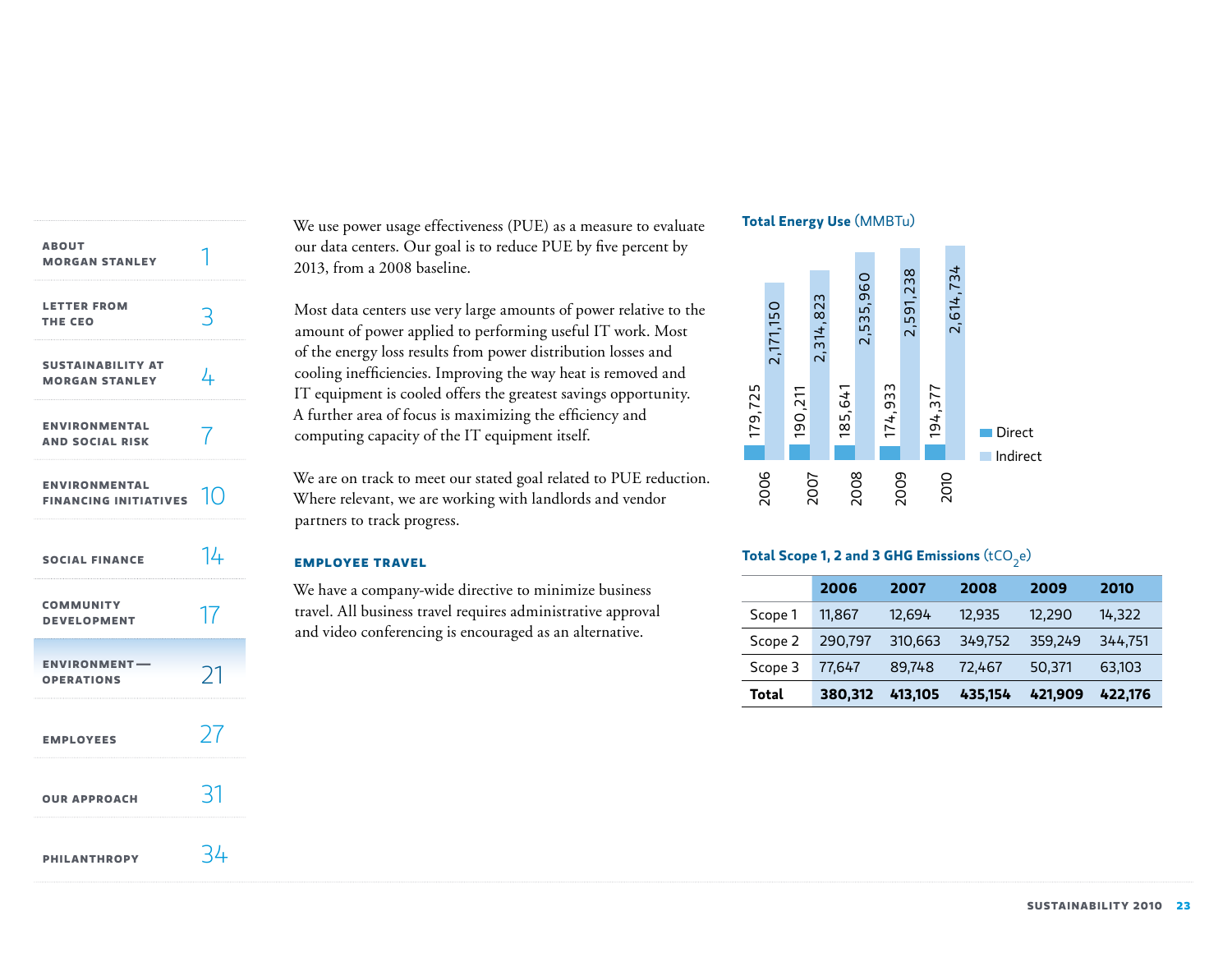We use power usage effectiveness (PUE) as a measure to evaluate our data centers. Our goal is to reduce PUE by five percent by 2013, from a 2008 baseline.

Most data centers use very large amounts of power relative to the amount of power applied to performing useful IT work. Most of the energy loss results from power distribution losses and cooling inefficiencies. Improving the way heat is removed and IT equipment is cooled offers the greatest savings opportunity. A further area of focus is maximizing the efficiency and computing capacity of the IT equipment itself.

We are on track to meet our stated goal related to PUE reduction. Where relevant, we are working with landlords and vendor partners to track progress.

## EMPLOYEE TRAVEL

We have a company-wide directive to minimize business travel. All business travel requires administrative approval and video conferencing is encouraged as an alternative.

**Total Energy Use** (MMBTu)

| | Direct | Indirect |
|---|---|---|
| 2006 | 179,725 | 2,171,150 |
| 2007 | 190,211 | 2,314,823 |
| 2008 | 185,641 | 2,535,960 |
| 2009 | 174,933 | 2,591,238 |
| 2010 | 194,377 | 2,614,734 |

**Total Scope 1, 2 and 3 GHG Emissions** ($tCO_2e$)

| | 2006 | 2007 | 2008 | 2009 | 2010 |
|---|---|---|---|---|---|
| Scope 1 | 11,867 | 12,694 | 12,935 | 12,290 | 14,322 |
| Scope 2 | 290,797 | 310,663 | 349,752 | 359,249 | 344,751 |
| Scope 3 | 77,647 | 89,748 | 72,467 | 50,371 | 63,103 |
| **Total** | **380,312** | **413,105** | **435,154** | **421,909** | **422,176** |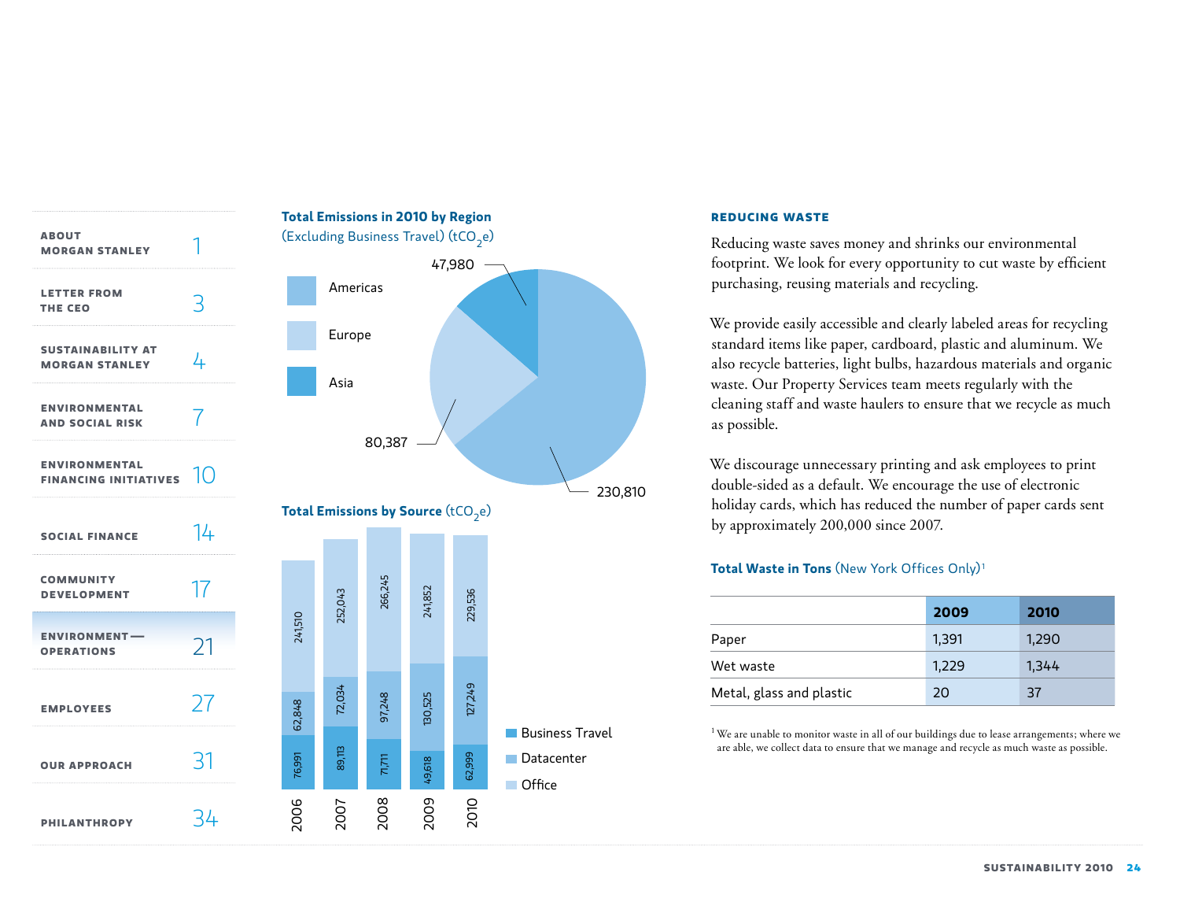## Total Emissions in 2010 by Region
(Excluding Business Travel) ($tCO_2e$)

| Region | Emissions |
|---|---|
| Americas | 230,810 |
| Europe | 80,387 |
| Asia | 47,980 |

## Total Emissions by Source ($tCO_2e$)

| Year | Business Travel | Datacenter | Office |
|---|---|---|---|
| 2006 | 76,991 | 62,848 | 241,510 |
| 2007 | 89,113 | 72,034 | 252,043 |
| 2008 | 71,711 | 97,248 | 266,245 |
| 2009 | 49,618 | 130,525 | 241,852 |
| 2010 | 62,999 | 127,249 | 229,536 |

### REDUCING WASTE

Reducing waste saves money and shrinks our environmental footprint. We look for every opportunity to cut waste by efficient purchasing, reusing materials and recycling.

We provide easily accessible and clearly labeled areas for recycling standard items like paper, cardboard, plastic and aluminum. We also recycle batteries, light bulbs, hazardous materials and organic waste. Our Property Services team meets regularly with the cleaning staff and waste haulers to ensure that we recycle as much as possible.

We discourage unnecessary printing and ask employees to print double-sided as a default. We encourage the use of electronic holiday cards, which has reduced the number of paper cards sent by approximately 200,000 since 2007.

**Total Waste in Tons** (New York Offices Only)[1]

| | 2009 | 2010 |
|---|---|---|
| Paper | 1,391 | 1,290 |
| Wet waste | 1,229 | 1,344 |
| Metal, glass and plastic | 20 | 37 |

[1] We are unable to monitor waste in all of our buildings due to lease arrangements; where we are able, we collect data to ensure that we manage and recycle as much waste as possible.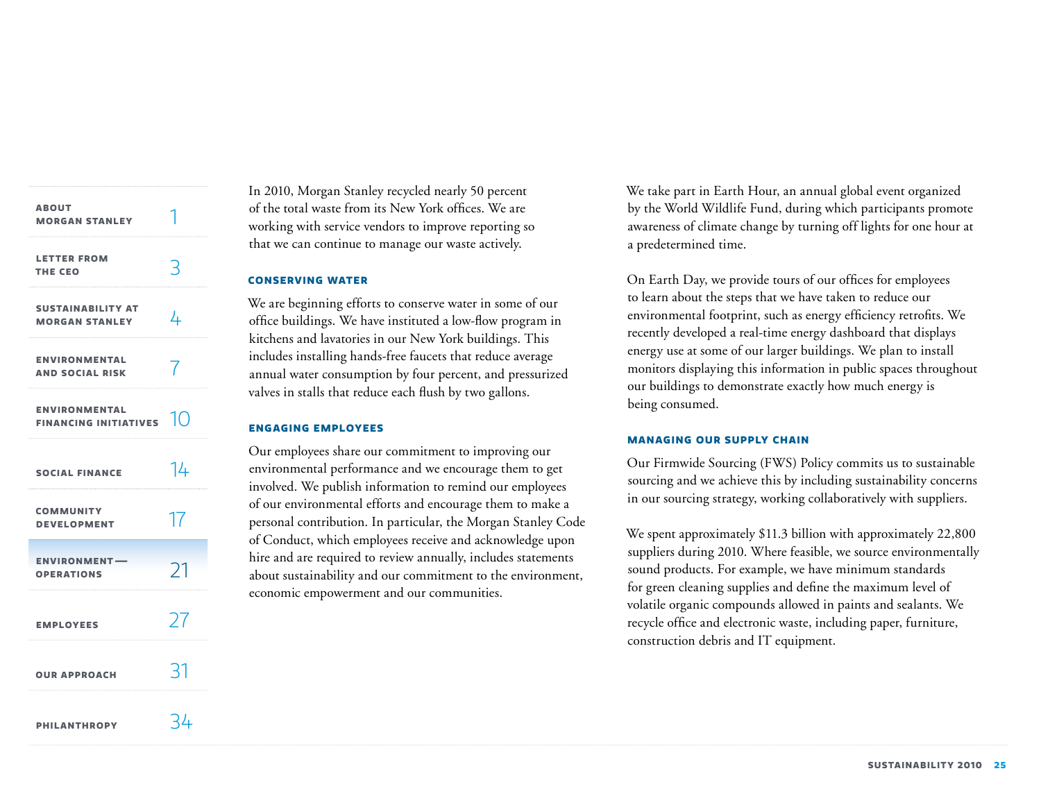In 2010, Morgan Stanley recycled nearly 50 percent of the total waste from its New York offices. We are working with service vendors to improve reporting so that we can continue to manage our waste actively.

### CONSERVING WATER

We are beginning efforts to conserve water in some of our office buildings. We have instituted a low-flow program in kitchens and lavatories in our New York buildings. This includes installing hands-free faucets that reduce average annual water consumption by four percent, and pressurized valves in stalls that reduce each flush by two gallons.

### ENGAGING EMPLOYEES

Our employees share our commitment to improving our environmental performance and we encourage them to get involved. We publish information to remind our employees of our environmental efforts and encourage them to make a personal contribution. In particular, the Morgan Stanley Code of Conduct, which employees receive and acknowledge upon hire and are required to review annually, includes statements about sustainability and our commitment to the environment, economic empowerment and our communities.

We take part in Earth Hour, an annual global event organized by the World Wildlife Fund, during which participants promote awareness of climate change by turning off lights for one hour at a predetermined time.

On Earth Day, we provide tours of our offices for employees to learn about the steps that we have taken to reduce our environmental footprint, such as energy efficiency retrofits. We recently developed a real-time energy dashboard that displays energy use at some of our larger buildings. We plan to install monitors displaying this information in public spaces throughout our buildings to demonstrate exactly how much energy is being consumed.

### MANAGING OUR SUPPLY CHAIN

Our Firmwide Sourcing (FWS) Policy commits us to sustainable sourcing and we achieve this by including sustainability concerns in our sourcing strategy, working collaboratively with suppliers.

We spent approximately $11.3 billion with approximately 22,800 suppliers during 2010. Where feasible, we source environmentally sound products. For example, we have minimum standards for green cleaning supplies and define the maximum level of volatile organic compounds allowed in paints and sealants. We recycle office and electronic waste, including paper, furniture, construction debris and IT equipment.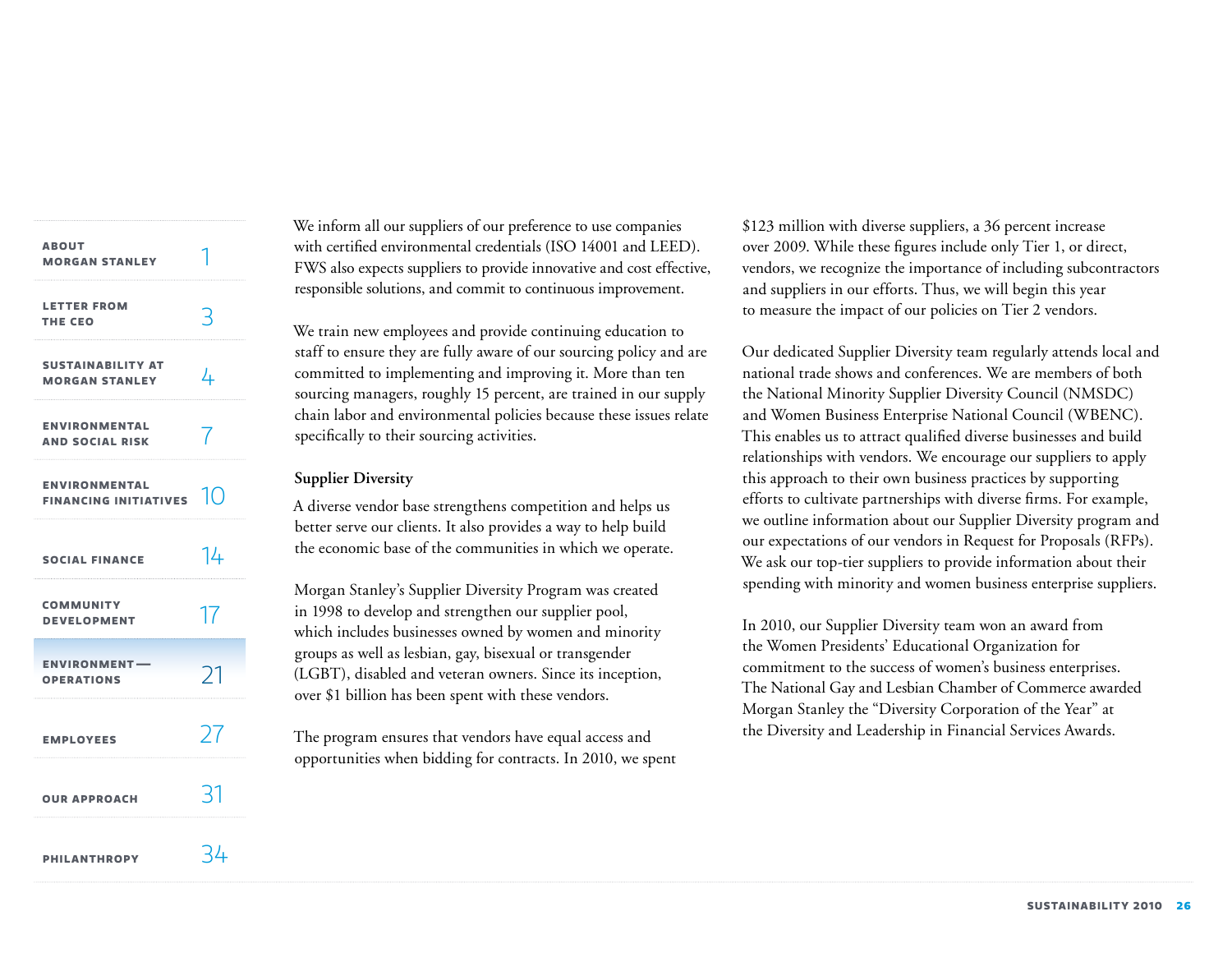We inform all our suppliers of our preference to use companies with certified environmental credentials (ISO 14001 and LEED). FWS also expects suppliers to provide innovative and cost effective, responsible solutions, and commit to continuous improvement.

We train new employees and provide continuing education to staff to ensure they are fully aware of our sourcing policy and are committed to implementing and improving it. More than ten sourcing managers, roughly 15 percent, are trained in our supply chain labor and environmental policies because these issues relate specifically to their sourcing activities.

### Supplier Diversity

A diverse vendor base strengthens competition and helps us better serve our clients. It also provides a way to help build the economic base of the communities in which we operate.

Morgan Stanley's Supplier Diversity Program was created in 1998 to develop and strengthen our supplier pool, which includes businesses owned by women and minority groups as well as lesbian, gay, bisexual or transgender (LGBT), disabled and veteran owners. Since its inception, over $1 billion has been spent with these vendors.

The program ensures that vendors have equal access and opportunities when bidding for contracts. In 2010, we spent $123 million with diverse suppliers, a 36 percent increase over 2009. While these figures include only Tier 1, or direct, vendors, we recognize the importance of including subcontractors and suppliers in our efforts. Thus, we will begin this year to measure the impact of our policies on Tier 2 vendors.

Our dedicated Supplier Diversity team regularly attends local and national trade shows and conferences. We are members of both the National Minority Supplier Diversity Council (NMSDC) and Women Business Enterprise National Council (WBENC). This enables us to attract qualified diverse businesses and build relationships with vendors. We encourage our suppliers to apply this approach to their own business practices by supporting efforts to cultivate partnerships with diverse firms. For example, we outline information about our Supplier Diversity program and our expectations of our vendors in Request for Proposals (RFPs). We ask our top-tier suppliers to provide information about their spending with minority and women business enterprise suppliers.

In 2010, our Supplier Diversity team won an award from the Women Presidents' Educational Organization for commitment to the success of women's business enterprises. The National Gay and Lesbian Chamber of Commerce awarded Morgan Stanley the "Diversity Corporation of the Year" at the Diversity and Leadership in Financial Services Awards.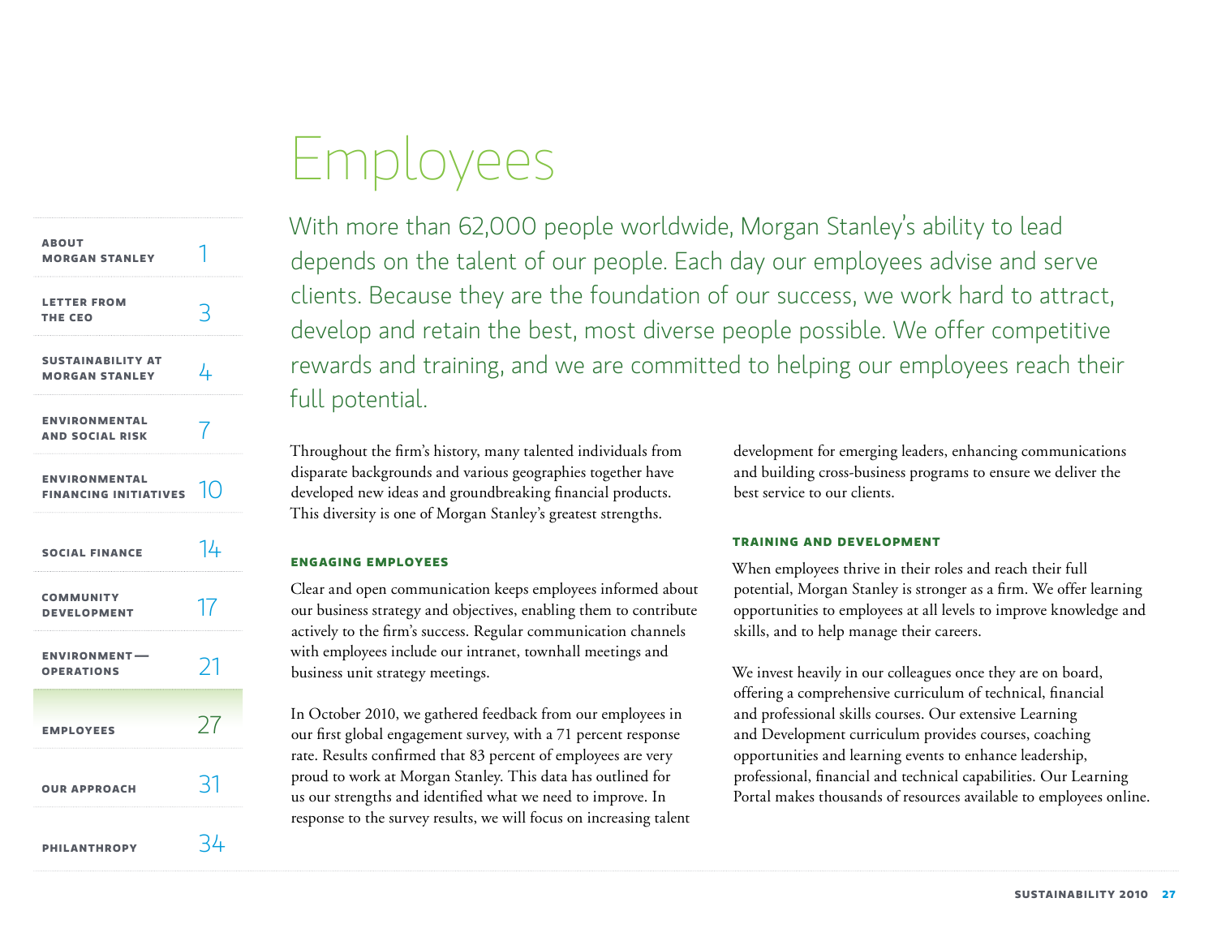# Employees

With more than 62,000 people worldwide, Morgan Stanley's ability to lead depends on the talent of our people. Each day our employees advise and serve clients. Because they are the foundation of our success, we work hard to attract, develop and retain the best, most diverse people possible. We offer competitive rewards and training, and we are committed to helping our employees reach their full potential.

Throughout the firm's history, many talented individuals from disparate backgrounds and various geographies together have developed new ideas and groundbreaking financial products. This diversity is one of Morgan Stanley's greatest strengths.

### ENGAGING EMPLOYEES

Clear and open communication keeps employees informed about our business strategy and objectives, enabling them to contribute actively to the firm's success. Regular communication channels with employees include our intranet, townhall meetings and business unit strategy meetings.

In October 2010, we gathered feedback from our employees in our first global engagement survey, with a 71 percent response rate. Results confirmed that 83 percent of employees are very proud to work at Morgan Stanley. This data has outlined for us our strengths and identified what we need to improve. In response to the survey results, we will focus on increasing talent development for emerging leaders, enhancing communications and building cross-business programs to ensure we deliver the best service to our clients.

### TRAINING AND DEVELOPMENT

When employees thrive in their roles and reach their full potential, Morgan Stanley is stronger as a firm. We offer learning opportunities to employees at all levels to improve knowledge and skills, and to help manage their careers.

We invest heavily in our colleagues once they are on board, offering a comprehensive curriculum of technical, financial and professional skills courses. Our extensive Learning and Development curriculum provides courses, coaching opportunities and learning events to enhance leadership, professional, financial and technical capabilities. Our Learning Portal makes thousands of resources available to employees online.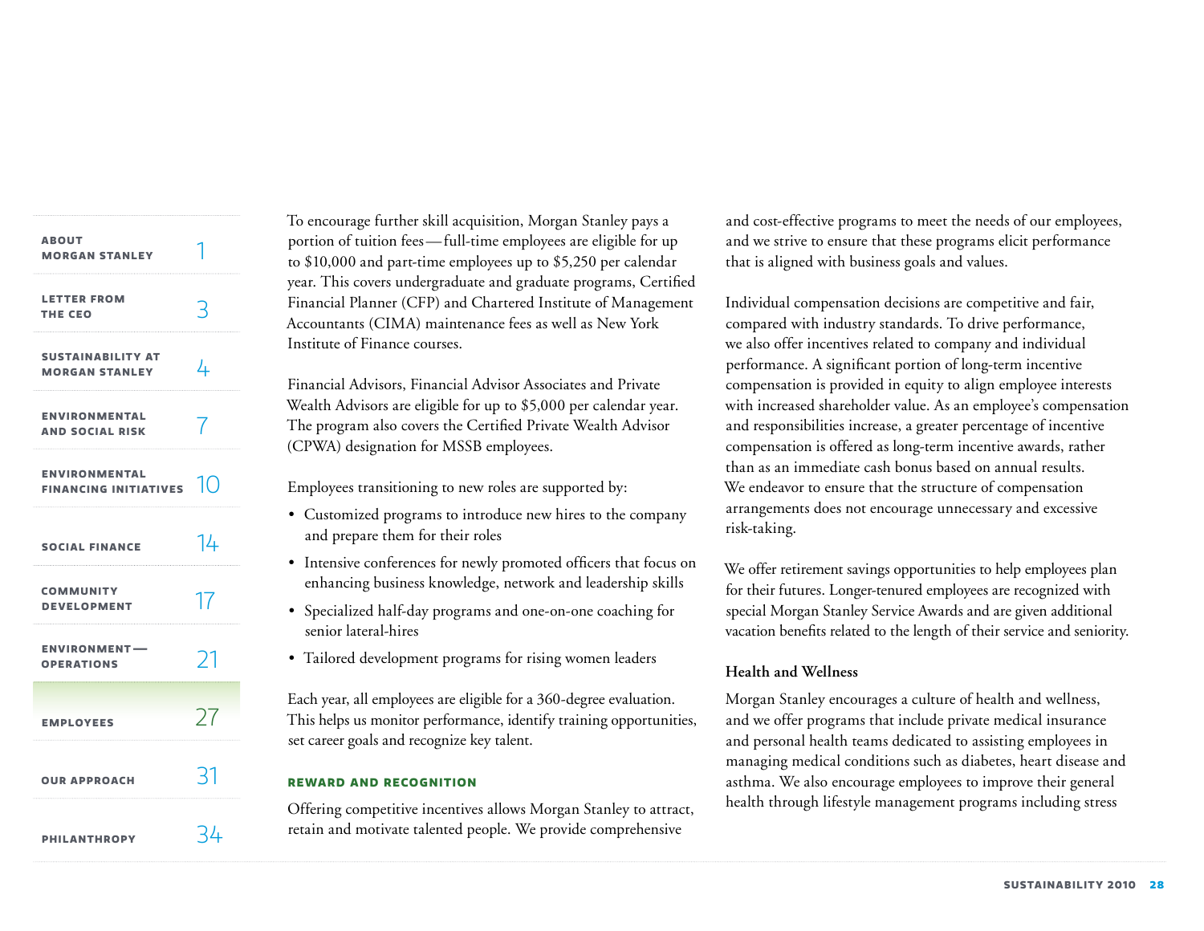To encourage further skill acquisition, Morgan Stanley pays a portion of tuition fees — full-time employees are eligible for up to $10,000 and part-time employees up to $5,250 per calendar year. This covers undergraduate and graduate programs, Certified Financial Planner (CFP) and Chartered Institute of Management Accountants (CIMA) maintenance fees as well as New York Institute of Finance courses.

Financial Advisors, Financial Advisor Associates and Private Wealth Advisors are eligible for up to $5,000 per calendar year. The program also covers the Certified Private Wealth Advisor (CPWA) designation for MSSB employees.

Employees transitioning to new roles are supported by:

- Customized programs to introduce new hires to the company and prepare them for their roles
- Intensive conferences for newly promoted officers that focus on enhancing business knowledge, network and leadership skills
- Specialized half-day programs and one-on-one coaching for senior lateral-hires
- Tailored development programs for rising women leaders

Each year, all employees are eligible for a 360-degree evaluation. This helps us monitor performance, identify training opportunities, set career goals and recognize key talent.

## REWARD AND RECOGNITION

Offering competitive incentives allows Morgan Stanley to attract, retain and motivate talented people. We provide comprehensive and cost-effective programs to meet the needs of our employees, and we strive to ensure that these programs elicit performance that is aligned with business goals and values.

Individual compensation decisions are competitive and fair, compared with industry standards. To drive performance, we also offer incentives related to company and individual performance. A significant portion of long-term incentive compensation is provided in equity to align employee interests with increased shareholder value. As an employee's compensation and responsibilities increase, a greater percentage of incentive compensation is offered as long-term incentive awards, rather than as an immediate cash bonus based on annual results. We endeavor to ensure that the structure of compensation arrangements does not encourage unnecessary and excessive risk-taking.

We offer retirement savings opportunities to help employees plan for their futures. Longer-tenured employees are recognized with special Morgan Stanley Service Awards and are given additional vacation benefits related to the length of their service and seniority.

### Health and Wellness

Morgan Stanley encourages a culture of health and wellness, and we offer programs that include private medical insurance and personal health teams dedicated to assisting employees in managing medical conditions such as diabetes, heart disease and asthma. We also encourage employees to improve their general health through lifestyle management programs including stress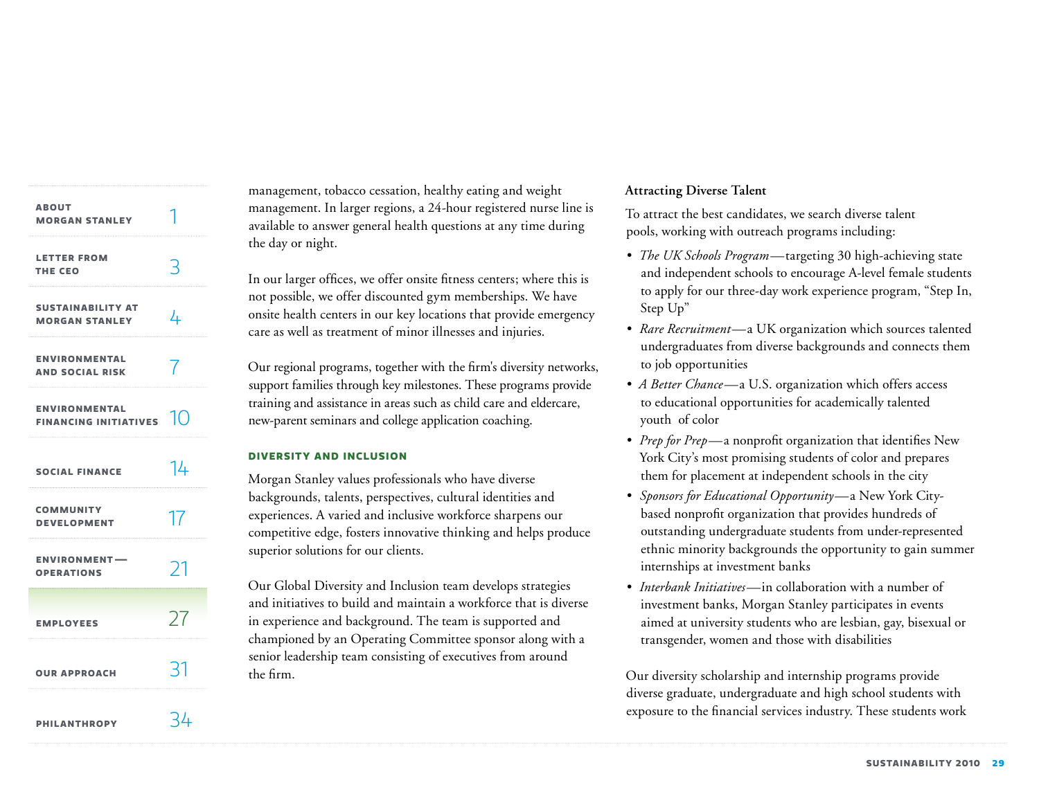management, tobacco cessation, healthy eating and weight management. In larger regions, a 24-hour registered nurse line is available to answer general health questions at any time during the day or night.

In our larger offices, we offer onsite fitness centers; where this is not possible, we offer discounted gym memberships. We have onsite health centers in our key locations that provide emergency care as well as treatment of minor illnesses and injuries.

Our regional programs, together with the firm's diversity networks, support families through key milestones. These programs provide training and assistance in areas such as child care and eldercare, new-parent seminars and college application coaching.

## DIVERSITY AND INCLUSION

Morgan Stanley values professionals who have diverse backgrounds, talents, perspectives, cultural identities and experiences. A varied and inclusive workforce sharpens our competitive edge, fosters innovative thinking and helps produce superior solutions for our clients.

Our Global Diversity and Inclusion team develops strategies and initiatives to build and maintain a workforce that is diverse in experience and background. The team is supported and championed by an Operating Committee sponsor along with a senior leadership team consisting of executives from around the firm.

**Attracting Diverse Talent**

To attract the best candidates, we search diverse talent pools, working with outreach programs including:

- *The UK Schools Program*—targeting 30 high-achieving state and independent schools to encourage A-level female students to apply for our three-day work experience program, "Step In, Step Up"
- *Rare Recruitment*—a UK organization which sources talented undergraduates from diverse backgrounds and connects them to job opportunities
- *A Better Chance*—a U.S. organization which offers access to educational opportunities for academically talented youth of color
- *Prep for Prep*—a nonprofit organization that identifies New York City's most promising students of color and prepares them for placement at independent schools in the city
- *Sponsors for Educational Opportunity*—a New York City-based nonprofit organization that provides hundreds of outstanding undergraduate students from under-represented ethnic minority backgrounds the opportunity to gain summer internships at investment banks
- *Interbank Initiatives*—in collaboration with a number of investment banks, Morgan Stanley participates in events aimed at university students who are lesbian, gay, bisexual or transgender, women and those with disabilities

Our diversity scholarship and internship programs provide diverse graduate, undergraduate and high school students with exposure to the financial services industry. These students work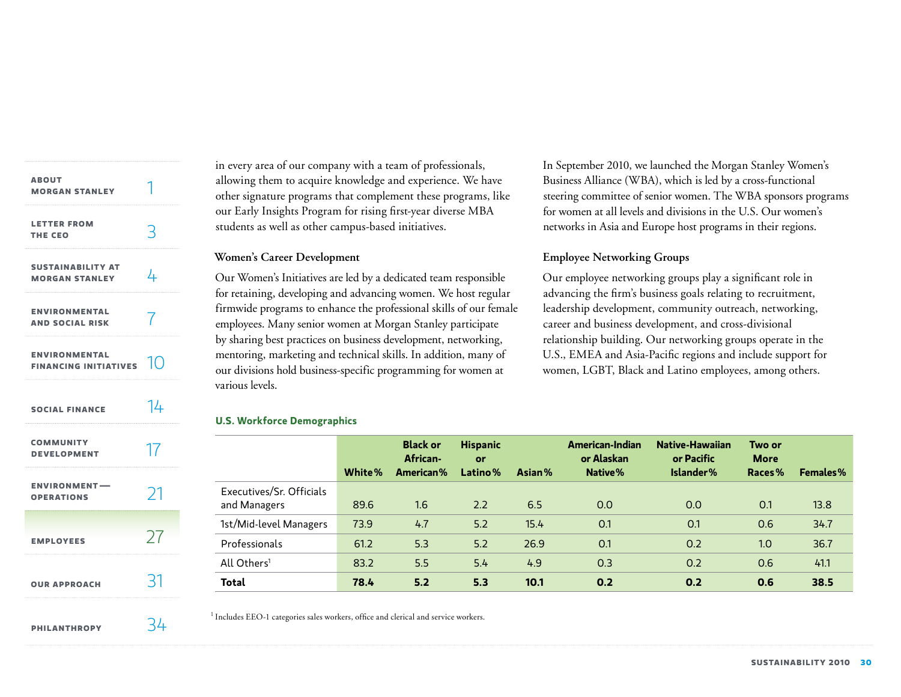in every area of our company with a team of professionals, allowing them to acquire knowledge and experience. We have other signature programs that complement these programs, like our Early Insights Program for rising first-year diverse MBA students as well as other campus-based initiatives.

### Women's Career Development

Our Women's Initiatives are led by a dedicated team responsible for retaining, developing and advancing women. We host regular firmwide programs to enhance the professional skills of our female employees. Many senior women at Morgan Stanley participate by sharing best practices on business development, networking, mentoring, marketing and technical skills. In addition, many of our divisions hold business-specific programming for women at various levels.

In September 2010, we launched the Morgan Stanley Women's Business Alliance (WBA), which is led by a cross-functional steering committee of senior women. The WBA sponsors programs for women at all levels and divisions in the U.S. Our women's networks in Asia and Europe host programs in their regions.

### Employee Networking Groups

Our employee networking groups play a significant role in advancing the firm's business goals relating to recruitment, leadership development, community outreach, networking, career and business development, and cross-divisional relationship building. Our networking groups operate in the U.S., EMEA and Asia-Pacific regions and include support for women, LGBT, Black and Latino employees, among others.

#### U.S. Workforce Demographics

| | White % | Black or African-American % | Hispanic or Latino % | Asian % | American-Indian or Alaskan Native % | Native-Hawaiian or Pacific Islander % | Two or More Races % | Females % |
|---|---|---|---|---|---|---|---|---|
| Executives/Sr. Officials and Managers | 89.6 | 1.6 | 2.2 | 6.5 | 0.0 | 0.0 | 0.1 | 13.8 |
| 1st/Mid-level Managers | 73.9 | 4.7 | 5.2 | 15.4 | 0.1 | 0.1 | 0.6 | 34.7 |
| Professionals | 61.2 | 5.3 | 5.2 | 26.9 | 0.1 | 0.2 | 1.0 | 36.7 |
| All Others[1] | 83.2 | 5.5 | 5.4 | 4.9 | 0.3 | 0.2 | 0.6 | 41.1 |
| **Total** | **78.4** | **5.2** | **5.3** | **10.1** | **0.2** | **0.2** | **0.6** | **38.5** |

[1] Includes EEO-1 categories sales workers, office and clerical and service workers.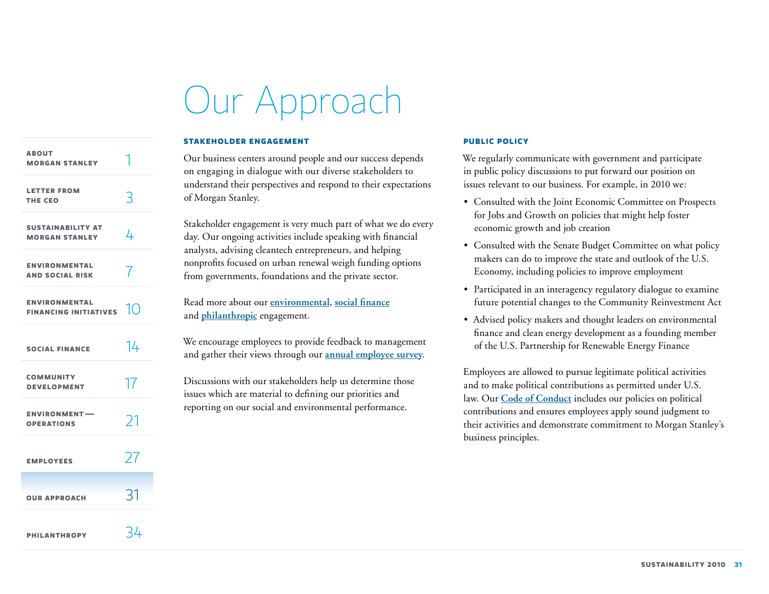# Our Approach

## STAKEHOLDER ENGAGEMENT

Our business centers around people and our success depends on engaging in dialogue with our diverse stakeholders to understand their perspectives and respond to their expectations of Morgan Stanley.

Stakeholder engagement is very much part of what we do every day. Our ongoing activities include speaking with financial analysts, advising cleantech entrepreneurs, and helping nonprofits focused on urban renewal weigh funding options from governments, foundations and the private sector.

Read more about our environmental, social finance and philanthropic engagement.

We encourage employees to provide feedback to management and gather their views through our annual employee survey.

Discussions with our stakeholders help us determine those issues which are material to defining our priorities and reporting on our social and environmental performance.

## PUBLIC POLICY

We regularly communicate with government and participate in public policy discussions to put forward our position on issues relevant to our business. For example, in 2010 we:

- Consulted with the Joint Economic Committee on Prospects for Jobs and Growth on policies that might help foster economic growth and job creation
- Consulted with the Senate Budget Committee on what policy makers can do to improve the state and outlook of the U.S. Economy, including policies to improve employment
- Participated in an interagency regulatory dialogue to examine future potential changes to the Community Reinvestment Act
- Advised policy makers and thought leaders on environmental finance and clean energy development as a founding member of the U.S. Partnership for Renewable Energy Finance

Employees are allowed to pursue legitimate political activities and to make political contributions as permitted under U.S. law. Our Code of Conduct includes our policies on political contributions and ensures employees apply sound judgment to their activities and demonstrate commitment to Morgan Stanley's business principles.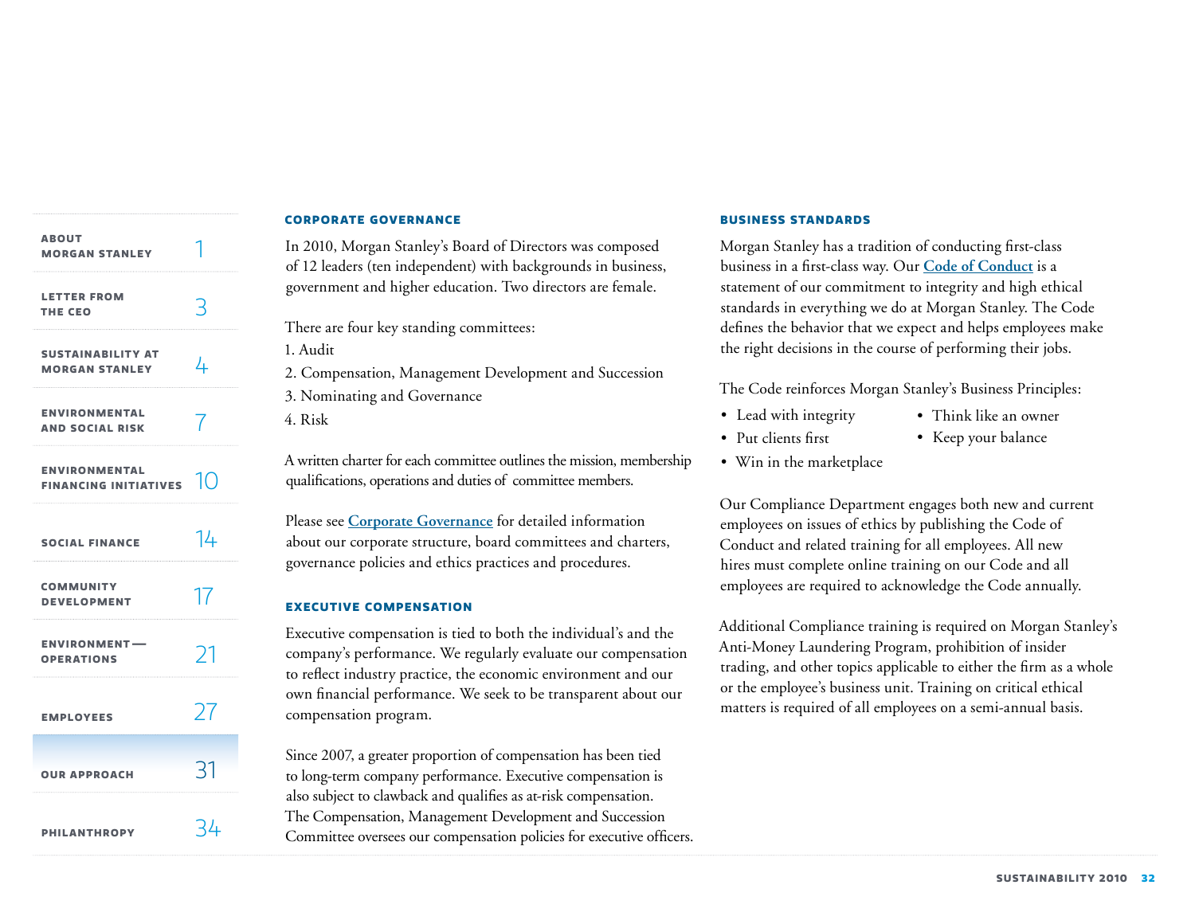## CORPORATE GOVERNANCE

In 2010, Morgan Stanley's Board of Directors was composed of 12 leaders (ten independent) with backgrounds in business, government and higher education. Two directors are female.

There are four key standing committees:

1. Audit
2. Compensation, Management Development and Succession
3. Nominating and Governance
4. Risk

A written charter for each committee outlines the mission, membership qualifications, operations and duties of committee members.

Please see **Corporate Governance** for detailed information about our corporate structure, board committees and charters, governance policies and ethics practices and procedures.

## EXECUTIVE COMPENSATION

Executive compensation is tied to both the individual's and the company's performance. We regularly evaluate our compensation to reflect industry practice, the economic environment and our own financial performance. We seek to be transparent about our compensation program.

Since 2007, a greater proportion of compensation has been tied to long-term company performance. Executive compensation is also subject to clawback and qualifies as at-risk compensation. The Compensation, Management Development and Succession Committee oversees our compensation policies for executive officers.

## BUSINESS STANDARDS

Morgan Stanley has a tradition of conducting first-class business in a first-class way. Our **Code of Conduct** is a statement of our commitment to integrity and high ethical standards in everything we do at Morgan Stanley. The Code defines the behavior that we expect and helps employees make the right decisions in the course of performing their jobs.

The Code reinforces Morgan Stanley's Business Principles:

- Lead with integrity
- Put clients first
- Win in the marketplace
- Think like an owner
- Keep your balance

Our Compliance Department engages both new and current employees on issues of ethics by publishing the Code of Conduct and related training for all employees. All new hires must complete online training on our Code and all employees are required to acknowledge the Code annually.

Additional Compliance training is required on Morgan Stanley's Anti-Money Laundering Program, prohibition of insider trading, and other topics applicable to either the firm as a whole or the employee's business unit. Training on critical ethical matters is required of all employees on a semi-annual basis.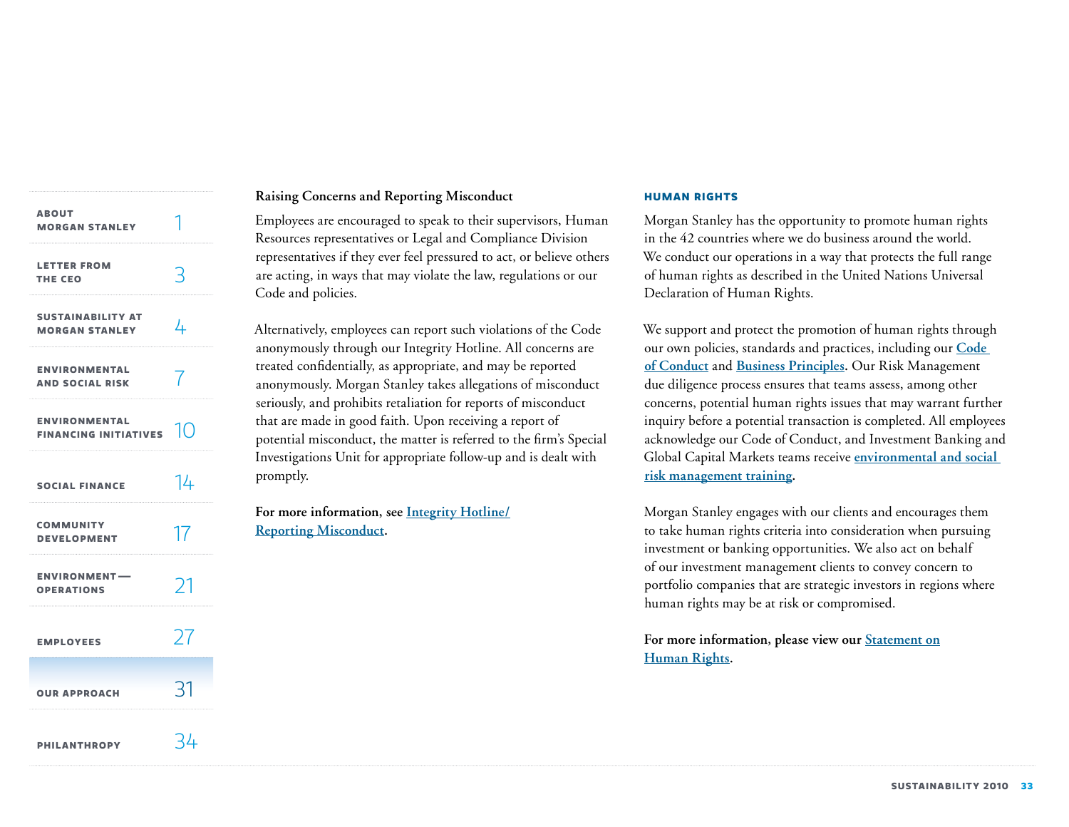### Raising Concerns and Reporting Misconduct

Employees are encouraged to speak to their supervisors, Human Resources representatives or Legal and Compliance Division representatives if they ever feel pressured to act, or believe others are acting, in ways that may violate the law, regulations or our Code and policies.

Alternatively, employees can report such violations of the Code anonymously through our Integrity Hotline. All concerns are treated confidentially, as appropriate, and may be reported anonymously. Morgan Stanley takes allegations of misconduct seriously, and prohibits retaliation for reports of misconduct that are made in good faith. Upon receiving a report of potential misconduct, the matter is referred to the firm's Special Investigations Unit for appropriate follow-up and is dealt with promptly.

**For more information, see Integrity Hotline/ Reporting Misconduct.**

## HUMAN RIGHTS

Morgan Stanley has the opportunity to promote human rights in the 42 countries where we do business around the world. We conduct our operations in a way that protects the full range of human rights as described in the United Nations Universal Declaration of Human Rights.

We support and protect the promotion of human rights through our own policies, standards and practices, including our Code of Conduct and Business Principles. Our Risk Management due diligence process ensures that teams assess, among other concerns, potential human rights issues that may warrant further inquiry before a potential transaction is completed. All employees acknowledge our Code of Conduct, and Investment Banking and Global Capital Markets teams receive environmental and social risk management training.

Morgan Stanley engages with our clients and encourages them to take human rights criteria into consideration when pursuing investment or banking opportunities. We also act on behalf of our investment management clients to convey concern to portfolio companies that are strategic investors in regions where human rights may be at risk or compromised.

**For more information, please view our Statement on Human Rights.**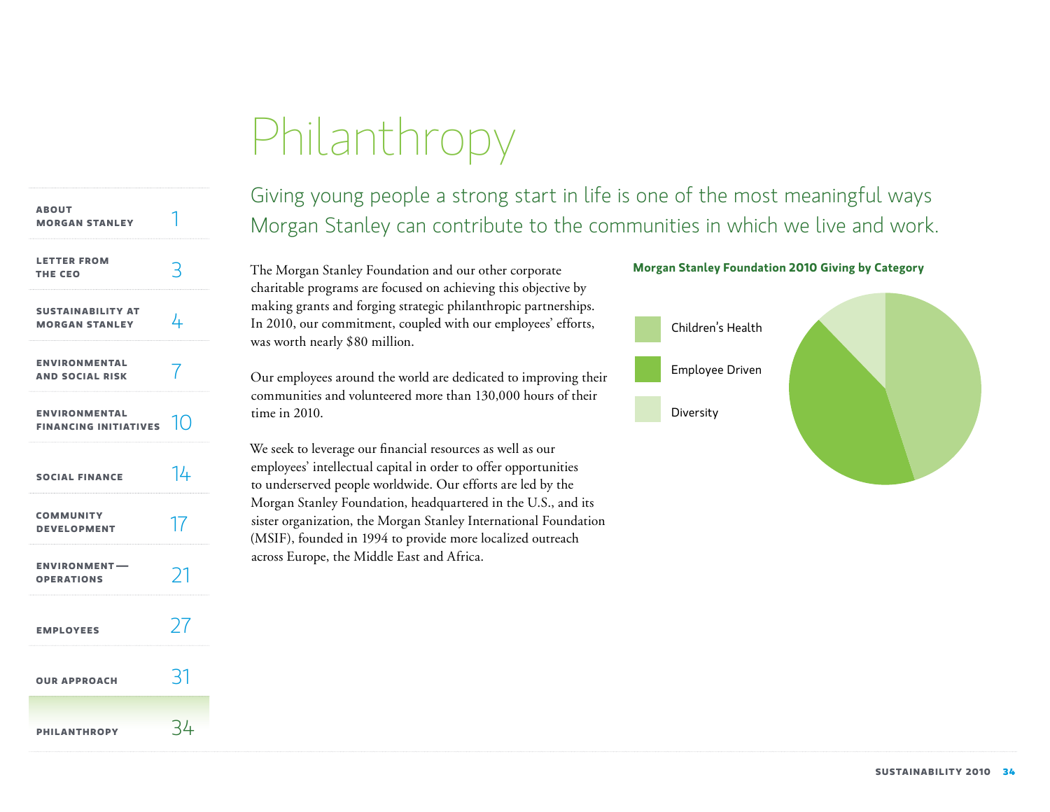# Philanthropy

## Giving young people a strong start in life is one of the most meaningful ways Morgan Stanley can contribute to the communities in which we live and work.

The Morgan Stanley Foundation and our other corporate charitable programs are focused on achieving this objective by making grants and forging strategic philanthropic partnerships. In 2010, our commitment, coupled with our employees' efforts, was worth nearly $80 million.

Our employees around the world are dedicated to improving their communities and volunteered more than 130,000 hours of their time in 2010.

We seek to leverage our financial resources as well as our employees' intellectual capital in order to offer opportunities to underserved people worldwide. Our efforts are led by the Morgan Stanley Foundation, headquartered in the U.S., and its sister organization, the Morgan Stanley International Foundation (MSIF), founded in 1994 to provide more localized outreach across Europe, the Middle East and Africa.

**Morgan Stanley Foundation 2010 Giving by Category**

- Children's Health
- Employee Driven
- Diversity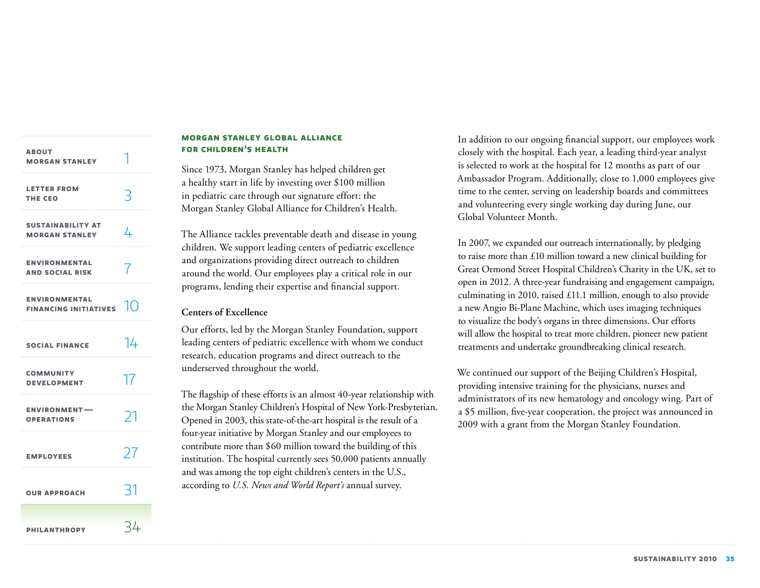## MORGAN STANLEY GLOBAL ALLIANCE FOR CHILDREN'S HEALTH

Since 1973, Morgan Stanley has helped children get a healthy start in life by investing over $100 million in pediatric care through our signature effort: the Morgan Stanley Global Alliance for Children's Health.

The Alliance tackles preventable death and disease in young children. We support leading centers of pediatric excellence and organizations providing direct outreach to children around the world. Our employees play a critical role in our programs, lending their expertise and financial support.

### Centers of Excellence

Our efforts, led by the Morgan Stanley Foundation, support leading centers of pediatric excellence with whom we conduct research, education programs and direct outreach to the underserved throughout the world.

The flagship of these efforts is an almost 40-year relationship with the Morgan Stanley Children's Hospital of New York-Presbyterian. Opened in 2003, this state-of-the-art hospital is the result of a four-year initiative by Morgan Stanley and our employees to contribute more than $60 million toward the building of this institution. The hospital currently sees 50,000 patients annually and was among the top eight children's centers in the U.S., according to *U.S. News and World Report's* annual survey.

In addition to our ongoing financial support, our employees work closely with the hospital. Each year, a leading third-year analyst is selected to work at the hospital for 12 months as part of our Ambassador Program. Additionally, close to 1,000 employees give time to the center, serving on leadership boards and committees and volunteering every single working day during June, our Global Volunteer Month.

In 2007, we expanded our outreach internationally, by pledging to raise more than £10 million toward a new clinical building for Great Ormond Street Hospital Children's Charity in the UK, set to open in 2012. A three-year fundraising and engagement campaign, culminating in 2010, raised £11.1 million, enough to also provide a new Angio Bi-Plane Machine, which uses imaging techniques to visualize the body's organs in three dimensions. Our efforts will allow the hospital to treat more children, pioneer new patient treatments and undertake groundbreaking clinical research.

We continued our support of the Beijing Children's Hospital, providing intensive training for the physicians, nurses and administrators of its new hematology and oncology wing. Part of a $5 million, five-year cooperation, the project was announced in 2009 with a grant from the Morgan Stanley Foundation.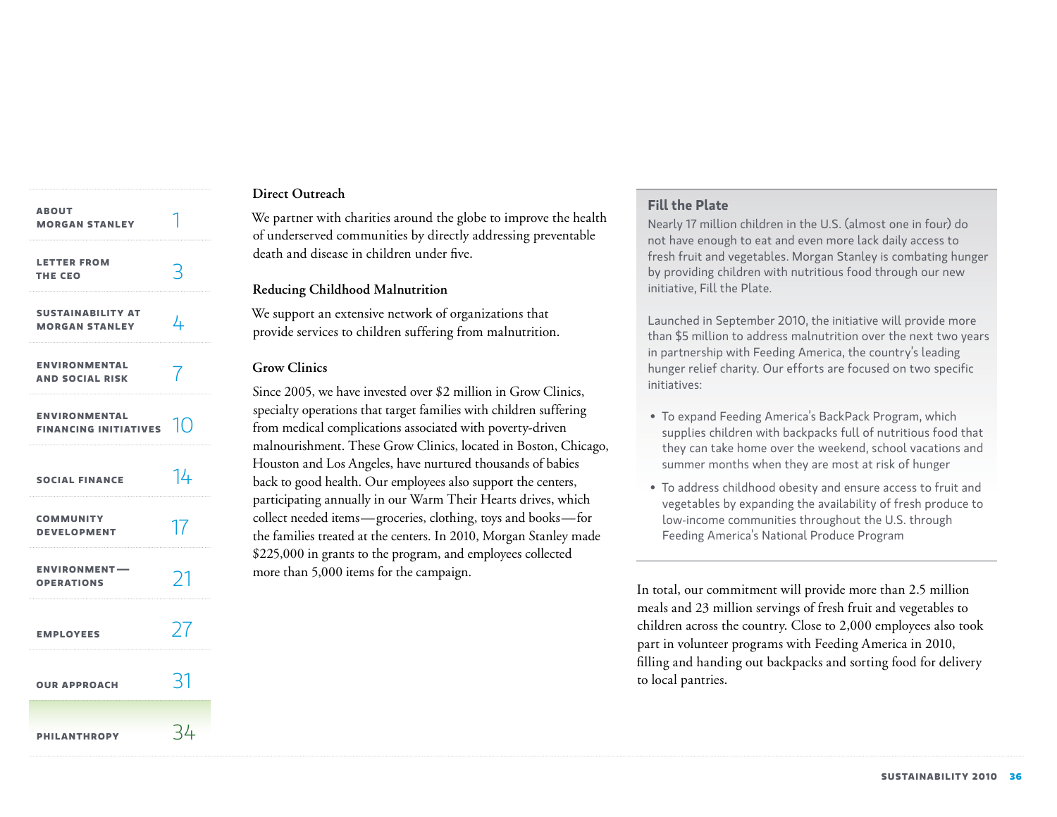### Direct Outreach

We partner with charities around the globe to improve the health of underserved communities by directly addressing preventable death and disease in children under five.

### Reducing Childhood Malnutrition

We support an extensive network of organizations that provide services to children suffering from malnutrition.

### Grow Clinics

Since 2005, we have invested over $2 million in Grow Clinics, specialty operations that target families with children suffering from medical complications associated with poverty-driven malnourishment. These Grow Clinics, located in Boston, Chicago, Houston and Los Angeles, have nurtured thousands of babies back to good health. Our employees also support the centers, participating annually in our Warm Their Hearts drives, which collect needed items—groceries, clothing, toys and books—for the families treated at the centers. In 2010, Morgan Stanley made $225,000 in grants to the program, and employees collected more than 5,000 items for the campaign.

### Fill the Plate

Nearly 17 million children in the U.S. (almost one in four) do not have enough to eat and even more lack daily access to fresh fruit and vegetables. Morgan Stanley is combating hunger by providing children with nutritious food through our new initiative, Fill the Plate.

Launched in September 2010, the initiative will provide more than $5 million to address malnutrition over the next two years in partnership with Feeding America, the country's leading hunger relief charity. Our efforts are focused on two specific initiatives:

- To expand Feeding America's BackPack Program, which supplies children with backpacks full of nutritious food that they can take home over the weekend, school vacations and summer months when they are most at risk of hunger
- To address childhood obesity and ensure access to fruit and vegetables by expanding the availability of fresh produce to low-income communities throughout the U.S. through Feeding America's National Produce Program

In total, our commitment will provide more than 2.5 million meals and 23 million servings of fresh fruit and vegetables to children across the country. Close to 2,000 employees also took part in volunteer programs with Feeding America in 2010, filling and handing out backpacks and sorting food for delivery to local pantries.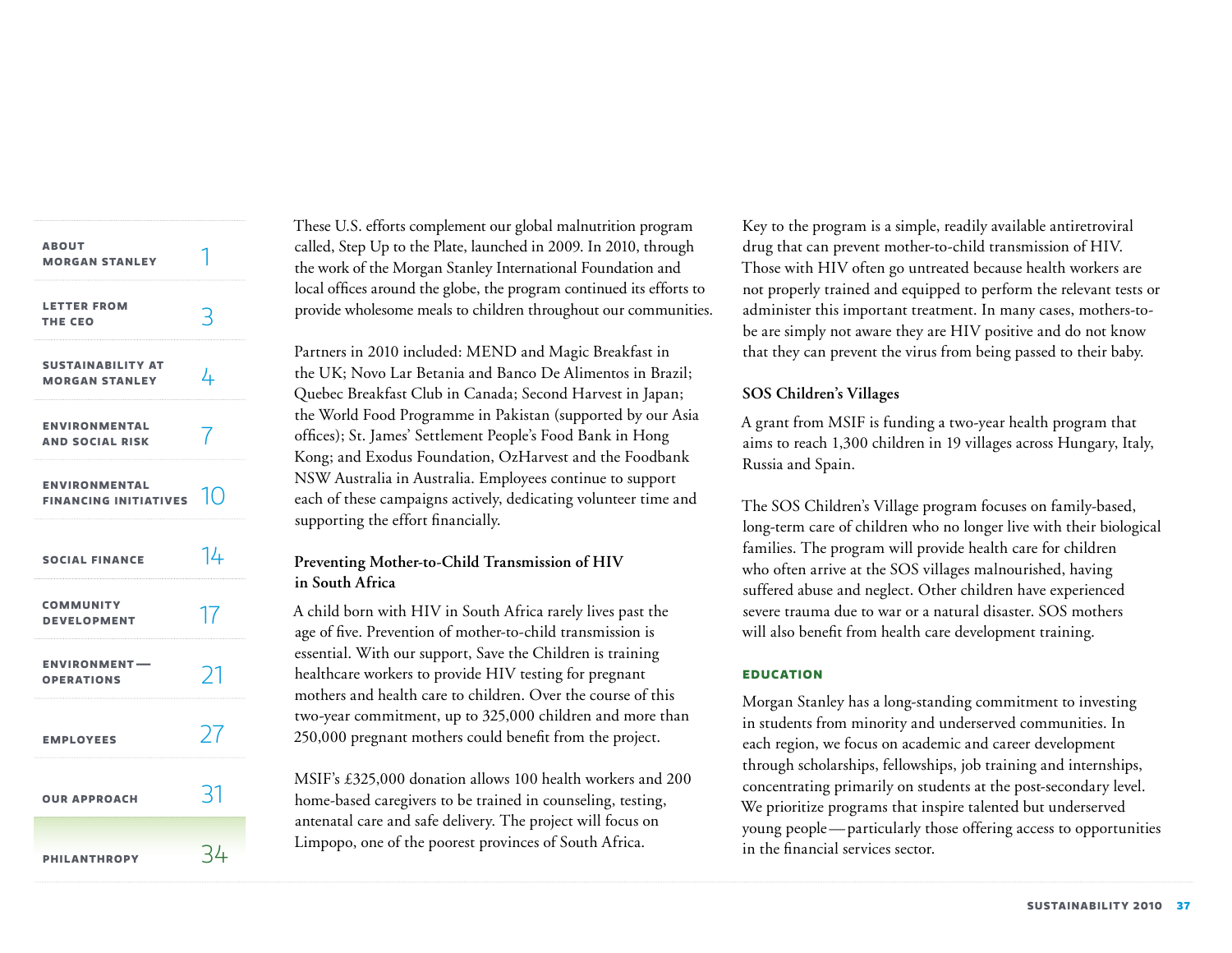These U.S. efforts complement our global malnutrition program called, Step Up to the Plate, launched in 2009. In 2010, through the work of the Morgan Stanley International Foundation and local offices around the globe, the program continued its efforts to provide wholesome meals to children throughout our communities.

Partners in 2010 included: MEND and Magic Breakfast in the UK; Novo Lar Betania and Banco De Alimentos in Brazil; Quebec Breakfast Club in Canada; Second Harvest in Japan; the World Food Programme in Pakistan (supported by our Asia offices); St. James' Settlement People's Food Bank in Hong Kong; and Exodus Foundation, OzHarvest and the Foodbank NSW Australia in Australia. Employees continue to support each of these campaigns actively, dedicating volunteer time and supporting the effort financially.

### Preventing Mother-to-Child Transmission of HIV in South Africa

A child born with HIV in South Africa rarely lives past the age of five. Prevention of mother-to-child transmission is essential. With our support, Save the Children is training healthcare workers to provide HIV testing for pregnant mothers and health care to children. Over the course of this two-year commitment, up to 325,000 children and more than 250,000 pregnant mothers could benefit from the project.

MSIF's £325,000 donation allows 100 health workers and 200 home-based caregivers to be trained in counseling, testing, antenatal care and safe delivery. The project will focus on Limpopo, one of the poorest provinces of South Africa.

Key to the program is a simple, readily available antiretroviral drug that can prevent mother-to-child transmission of HIV. Those with HIV often go untreated because health workers are not properly trained and equipped to perform the relevant tests or administer this important treatment. In many cases, mothers-to-be are simply not aware they are HIV positive and do not know that they can prevent the virus from being passed to their baby.

### SOS Children's Villages

A grant from MSIF is funding a two-year health program that aims to reach 1,300 children in 19 villages across Hungary, Italy, Russia and Spain.

The SOS Children's Village program focuses on family-based, long-term care of children who no longer live with their biological families. The program will provide health care for children who often arrive at the SOS villages malnourished, having suffered abuse and neglect. Other children have experienced severe trauma due to war or a natural disaster. SOS mothers will also benefit from health care development training.

## EDUCATION

Morgan Stanley has a long-standing commitment to investing in students from minority and underserved communities. In each region, we focus on academic and career development through scholarships, fellowships, job training and internships, concentrating primarily on students at the post-secondary level. We prioritize programs that inspire talented but underserved young people — particularly those offering access to opportunities in the financial services sector.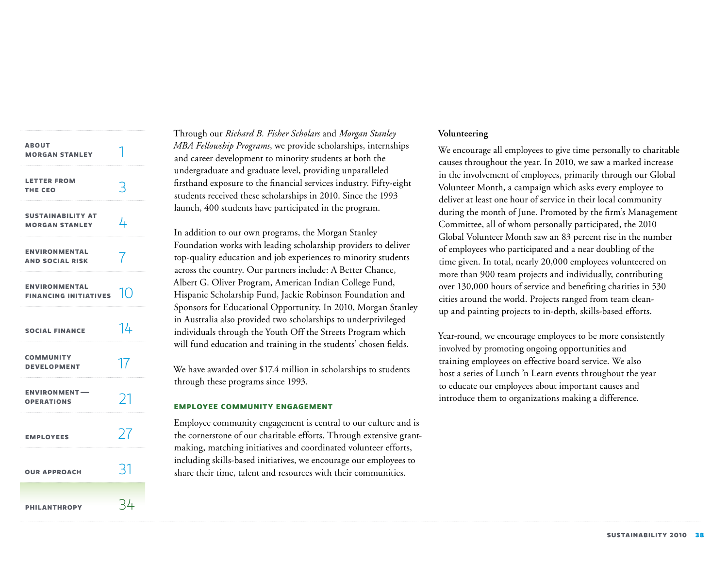Through our *Richard B. Fisher Scholars* and *Morgan Stanley MBA Fellowship Programs*, we provide scholarships, internships and career development to minority students at both the undergraduate and graduate level, providing unparalleled firsthand exposure to the financial services industry. Fifty-eight students received these scholarships in 2010. Since the 1993 launch, 400 students have participated in the program.

In addition to our own programs, the Morgan Stanley Foundation works with leading scholarship providers to deliver top-quality education and job experiences to minority students across the country. Our partners include: A Better Chance, Albert G. Oliver Program, American Indian College Fund, Hispanic Scholarship Fund, Jackie Robinson Foundation and Sponsors for Educational Opportunity. In 2010, Morgan Stanley in Australia also provided two scholarships to underprivileged individuals through the Youth Off the Streets Program which will fund education and training in the students' chosen fields.

We have awarded over $17.4 million in scholarships to students through these programs since 1993.

## EMPLOYEE COMMUNITY ENGAGEMENT

Employee community engagement is central to our culture and is the cornerstone of our charitable efforts. Through extensive grant-making, matching initiatives and coordinated volunteer efforts, including skills-based initiatives, we encourage our employees to share their time, talent and resources with their communities.

### Volunteering

We encourage all employees to give time personally to charitable causes throughout the year. In 2010, we saw a marked increase in the involvement of employees, primarily through our Global Volunteer Month, a campaign which asks every employee to deliver at least one hour of service in their local community during the month of June. Promoted by the firm's Management Committee, all of whom personally participated, the 2010 Global Volunteer Month saw an 83 percent rise in the number of employees who participated and a near doubling of the time given. In total, nearly 20,000 employees volunteered on more than 900 team projects and individually, contributing over 130,000 hours of service and benefiting charities in 530 cities around the world. Projects ranged from team clean-up and painting projects to in-depth, skills-based efforts.

Year-round, we encourage employees to be more consistently involved by promoting ongoing opportunities and training employees on effective board service. We also host a series of Lunch 'n Learn events throughout the year to educate our employees about important causes and introduce them to organizations making a difference.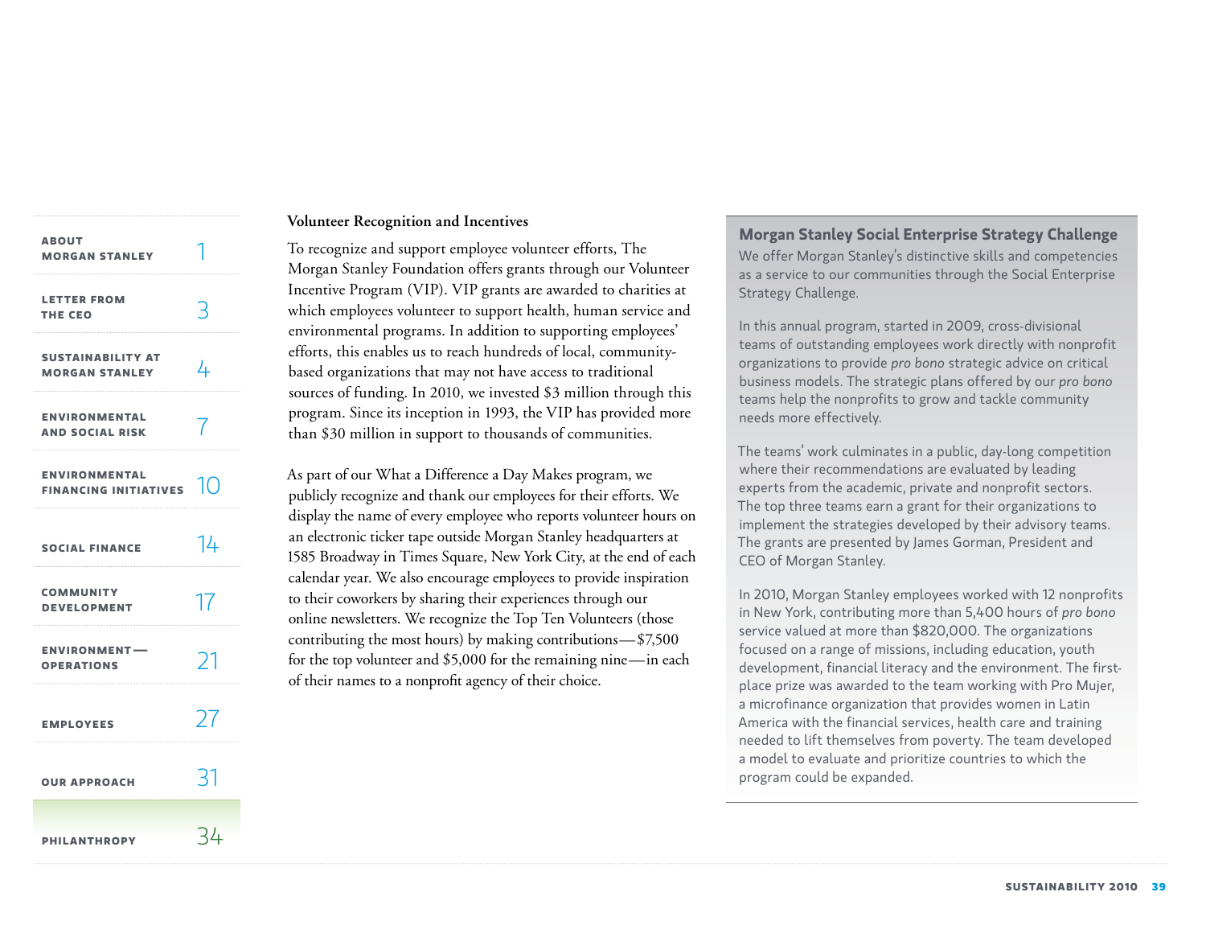### Volunteer Recognition and Incentives

To recognize and support employee volunteer efforts, The Morgan Stanley Foundation offers grants through our Volunteer Incentive Program (VIP). VIP grants are awarded to charities at which employees volunteer to support health, human service and environmental programs. In addition to supporting employees' efforts, this enables us to reach hundreds of local, community-based organizations that may not have access to traditional sources of funding. In 2010, we invested $3 million through this program. Since its inception in 1993, the VIP has provided more than $30 million in support to thousands of communities.

As part of our What a Difference a Day Makes program, we publicly recognize and thank our employees for their efforts. We display the name of every employee who reports volunteer hours on an electronic ticker tape outside Morgan Stanley headquarters at 1585 Broadway in Times Square, New York City, at the end of each calendar year. We also encourage employees to provide inspiration to their coworkers by sharing their experiences through our online newsletters. We recognize the Top Ten Volunteers (those contributing the most hours) by making contributions—$7,500 for the top volunteer and $5,000 for the remaining nine—in each of their names to a nonprofit agency of their choice.

### Morgan Stanley Social Enterprise Strategy Challenge

We offer Morgan Stanley's distinctive skills and competencies as a service to our communities through the Social Enterprise Strategy Challenge.

In this annual program, started in 2009, cross-divisional teams of outstanding employees work directly with nonprofit organizations to provide *pro bono* strategic advice on critical business models. The strategic plans offered by our *pro bono* teams help the nonprofits to grow and tackle community needs more effectively.

The teams' work culminates in a public, day-long competition where their recommendations are evaluated by leading experts from the academic, private and nonprofit sectors. The top three teams earn a grant for their organizations to implement the strategies developed by their advisory teams. The grants are presented by James Gorman, President and CEO of Morgan Stanley.

In 2010, Morgan Stanley employees worked with 12 nonprofits in New York, contributing more than 5,400 hours of *pro bono* service valued at more than $820,000. The organizations focused on a range of missions, including education, youth development, financial literacy and the environment. The first-place prize was awarded to the team working with Pro Mujer, a microfinance organization that provides women in Latin America with the financial services, health care and training needed to lift themselves from poverty. The team developed a model to evaluate and prioritize countries to which the program could be expanded.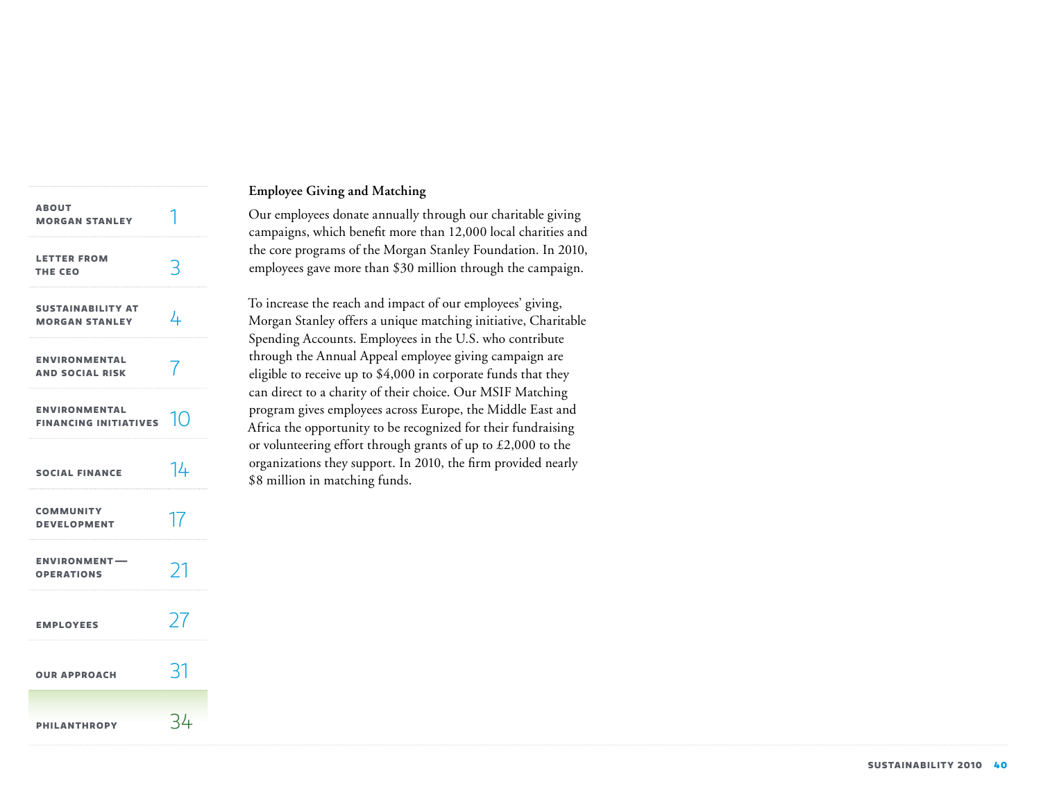### Employee Giving and Matching

Our employees donate annually through our charitable giving campaigns, which benefit more than 12,000 local charities and the core programs of the Morgan Stanley Foundation. In 2010, employees gave more than $30 million through the campaign.

To increase the reach and impact of our employees' giving, Morgan Stanley offers a unique matching initiative, Charitable Spending Accounts. Employees in the U.S. who contribute through the Annual Appeal employee giving campaign are eligible to receive up to $4,000 in corporate funds that they can direct to a charity of their choice. Our MSIF Matching program gives employees across Europe, the Middle East and Africa the opportunity to be recognized for their fundraising or volunteering effort through grants of up to £2,000 to the organizations they support. In 2010, the firm provided nearly $8 million in matching funds.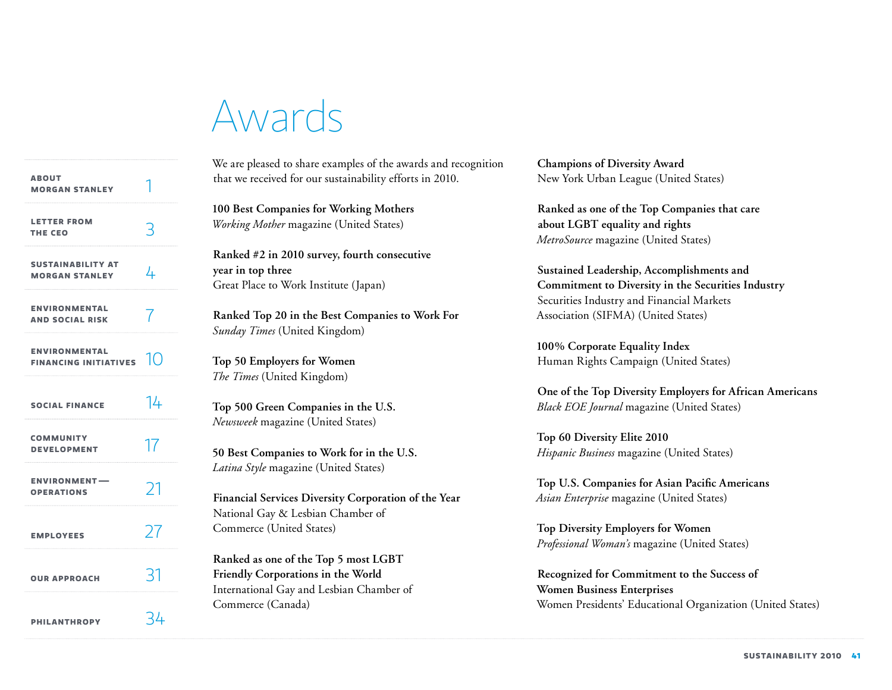# Awards

We are pleased to share examples of the awards and recognition that we received for our sustainability efforts in 2010.

**100 Best Companies for Working Mothers**
*Working Mother* magazine (United States)

**Ranked #2 in 2010 survey, fourth consecutive year in top three**
Great Place to Work Institute (Japan)

**Ranked Top 20 in the Best Companies to Work For**
*Sunday Times* (United Kingdom)

**Top 50 Employers for Women**
*The Times* (United Kingdom)

**Top 500 Green Companies in the U.S.**
*Newsweek* magazine (United States)

**50 Best Companies to Work for in the U.S.**
*Latina Style* magazine (United States)

**Financial Services Diversity Corporation of the Year**
National Gay & Lesbian Chamber of Commerce (United States)

**Ranked as one of the Top 5 most LGBT Friendly Corporations in the World**
International Gay and Lesbian Chamber of Commerce (Canada)

**Champions of Diversity Award**
New York Urban League (United States)

**Ranked as one of the Top Companies that care about LGBT equality and rights**
*MetroSource* magazine (United States)

**Sustained Leadership, Accomplishments and Commitment to Diversity in the Securities Industry**
Securities Industry and Financial Markets Association (SIFMA) (United States)

**100% Corporate Equality Index**
Human Rights Campaign (United States)

**One of the Top Diversity Employers for African Americans**
*Black EOE Journal* magazine (United States)

**Top 60 Diversity Elite 2010**
*Hispanic Business* magazine (United States)

**Top U.S. Companies for Asian Pacific Americans**
*Asian Enterprise* magazine (United States)

**Top Diversity Employers for Women**
*Professional Woman's* magazine (United States)

**Recognized for Commitment to the Success of Women Business Enterprises**
Women Presidents' Educational Organization (United States)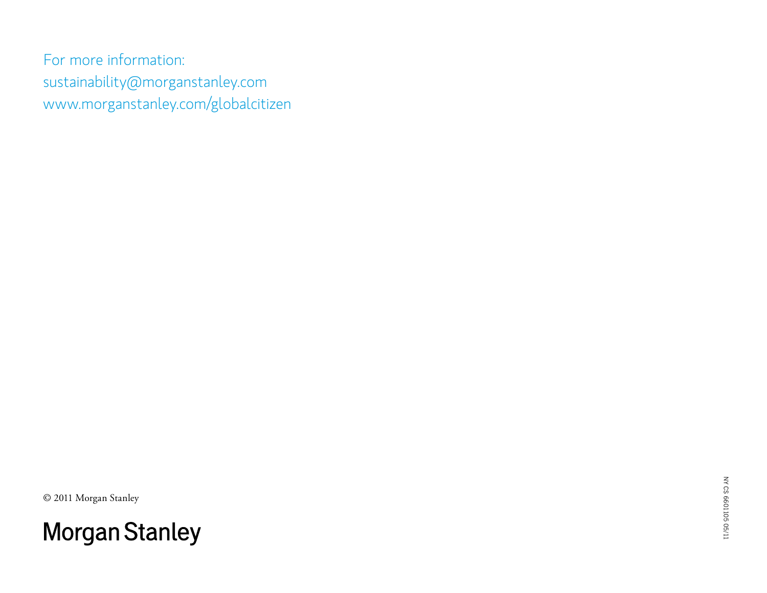For more information:
sustainability@morganstanley.com
www.morganstanley.com/globalcitizen

© 2011 Morgan Stanley

Morgan Stanley

NY CS 6601105 05/11